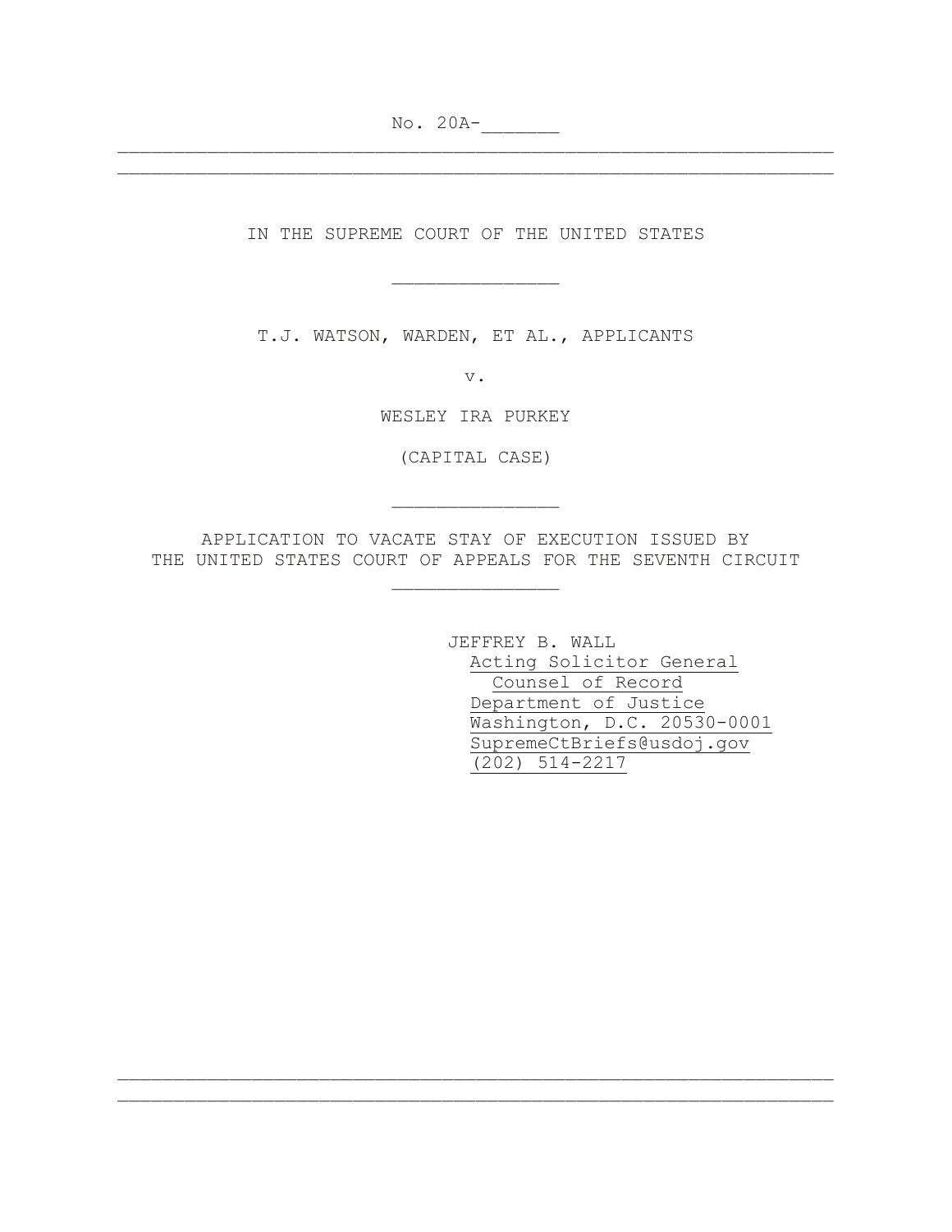No. 20A-_______

---

IN THE SUPREME COURT OF THE UNITED STATES

_______________

T.J. WATSON, WARDEN, ET AL., APPLICANTS

v.

WESLEY IRA PURKEY

(CAPITAL CASE)

_______________

APPLICATION TO VACATE STAY OF EXECUTION ISSUED BY THE UNITED STATES COURT OF APPEALS FOR THE SEVENTH CIRCUIT

_______________

JEFFREY B. WALL
Acting Solicitor General
Counsel of Record
Department of Justice
Washington, D.C. 20530-0001
SupremeCtBriefs@usdoj.gov
(202) 514-2217

---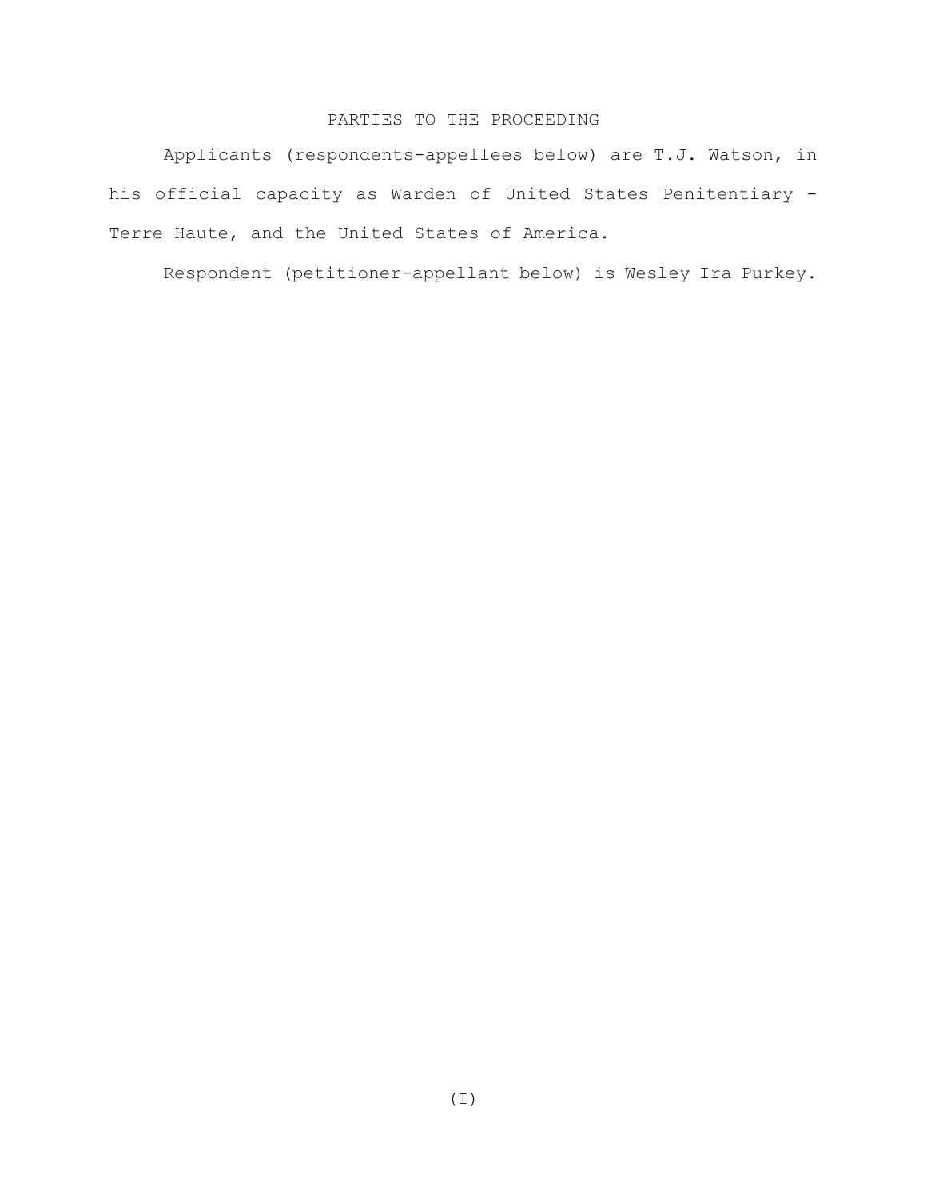## PARTIES TO THE PROCEEDING

Applicants (respondents-appellees below) are T.J. Watson, in his official capacity as Warden of United States Penitentiary - Terre Haute, and the United States of America.

Respondent (petitioner-appellant below) is Wesley Ira Purkey.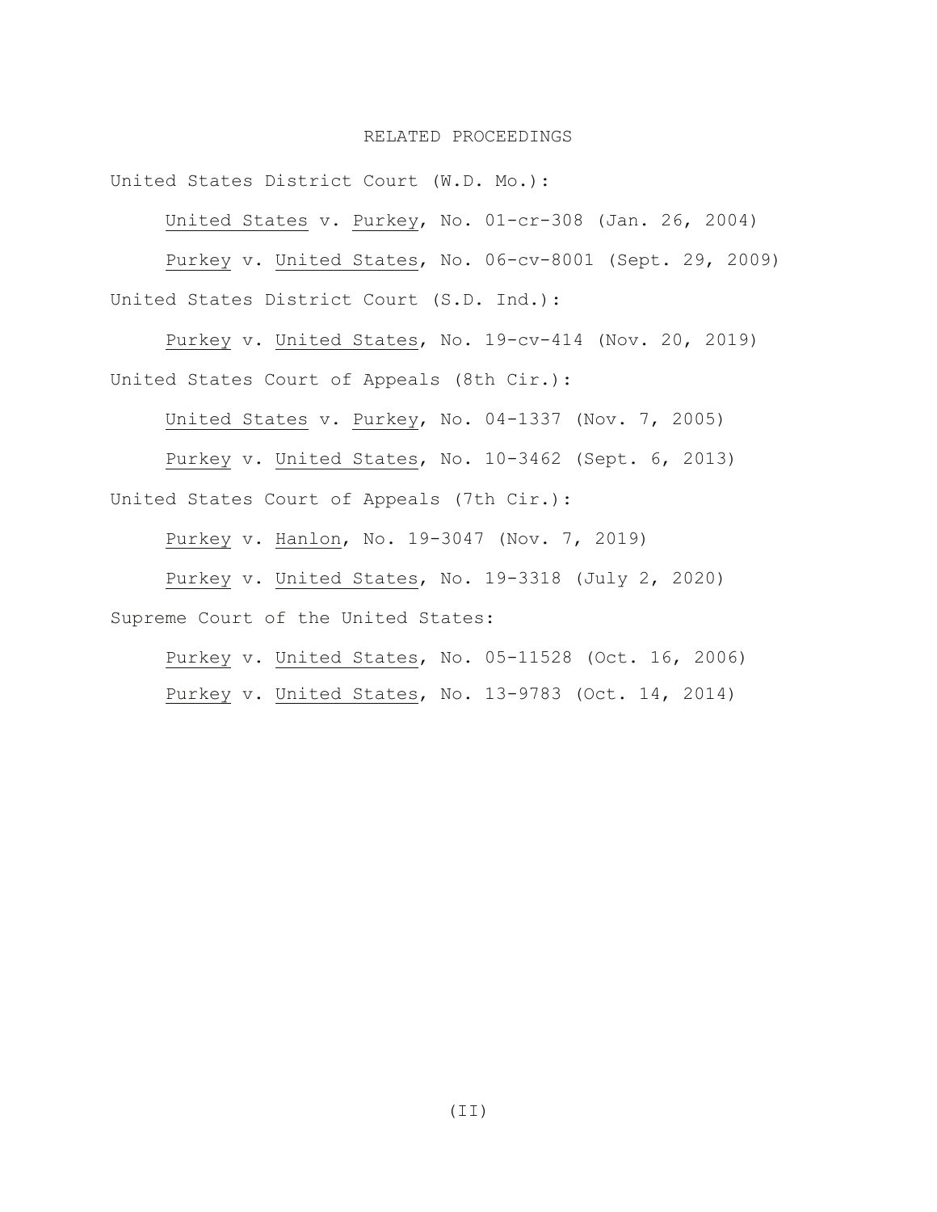# RELATED PROCEEDINGS

United States District Court (W.D. Mo.):

United States v. Purkey, No. 01-cr-308 (Jan. 26, 2004)

Purkey v. United States, No. 06-cv-8001 (Sept. 29, 2009)

United States District Court (S.D. Ind.):

Purkey v. United States, No. 19-cv-414 (Nov. 20, 2019)

United States Court of Appeals (8th Cir.):

United States v. Purkey, No. 04-1337 (Nov. 7, 2005)

Purkey v. United States, No. 10-3462 (Sept. 6, 2013)

United States Court of Appeals (7th Cir.):

Purkey v. Hanlon, No. 19-3047 (Nov. 7, 2019)

Purkey v. United States, No. 19-3318 (July 2, 2020)

Supreme Court of the United States:

Purkey v. United States, No. 05-11528 (Oct. 16, 2006)

Purkey v. United States, No. 13-9783 (Oct. 14, 2014)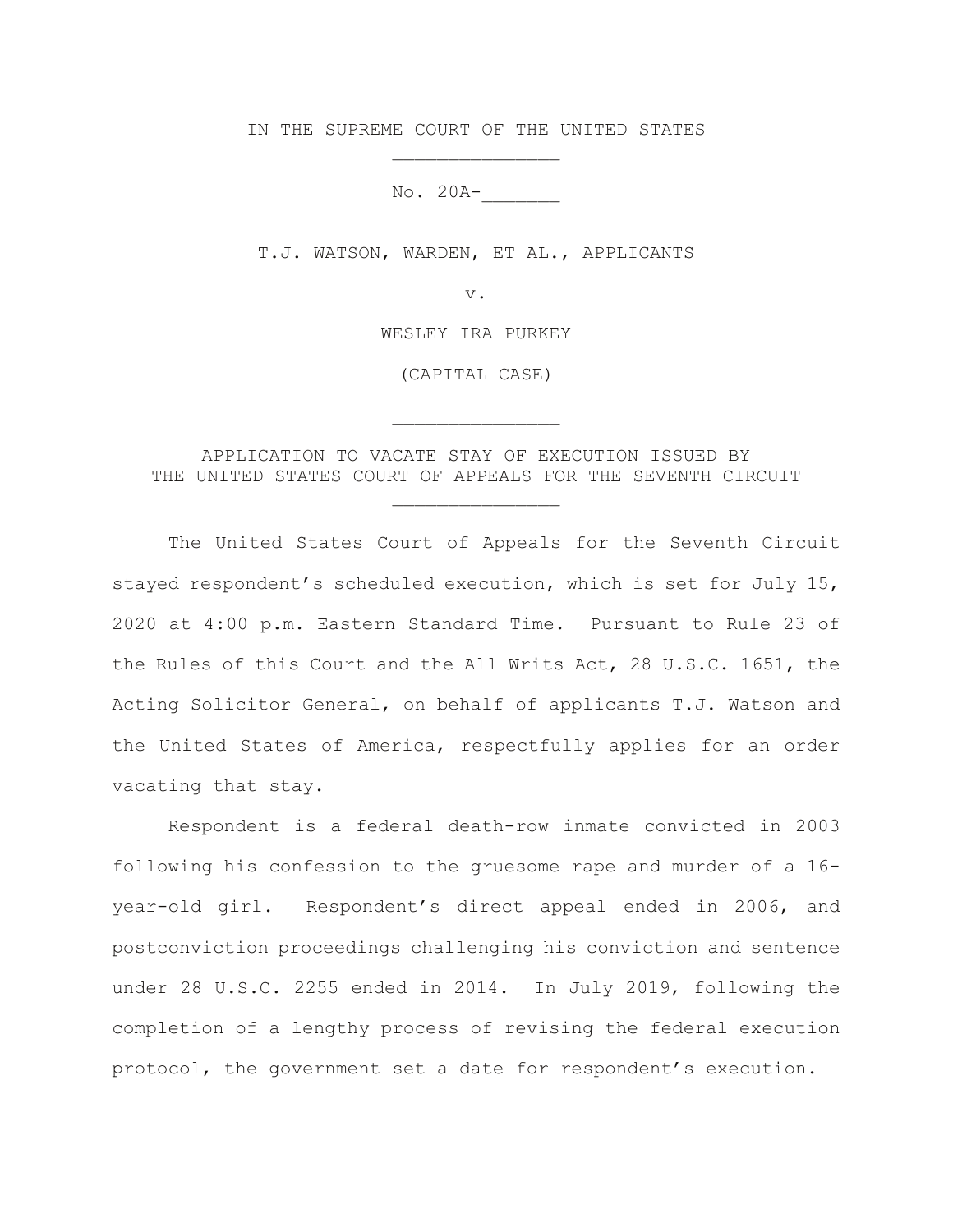IN THE SUPREME COURT OF THE UNITED STATES

No. 20A-_______

T.J. WATSON, WARDEN, ET AL., APPLICANTS

v.

WESLEY IRA PURKEY

(CAPITAL CASE)

APPLICATION TO VACATE STAY OF EXECUTION ISSUED BY THE UNITED STATES COURT OF APPEALS FOR THE SEVENTH CIRCUIT

The United States Court of Appeals for the Seventh Circuit stayed respondent's scheduled execution, which is set for July 15, 2020 at 4:00 p.m. Eastern Standard Time. Pursuant to Rule 23 of the Rules of this Court and the All Writs Act, 28 U.S.C. 1651, the Acting Solicitor General, on behalf of applicants T.J. Watson and the United States of America, respectfully applies for an order vacating that stay.

Respondent is a federal death-row inmate convicted in 2003 following his confession to the gruesome rape and murder of a 16-year-old girl. Respondent's direct appeal ended in 2006, and postconviction proceedings challenging his conviction and sentence under 28 U.S.C. 2255 ended in 2014. In July 2019, following the completion of a lengthy process of revising the federal execution protocol, the government set a date for respondent's execution.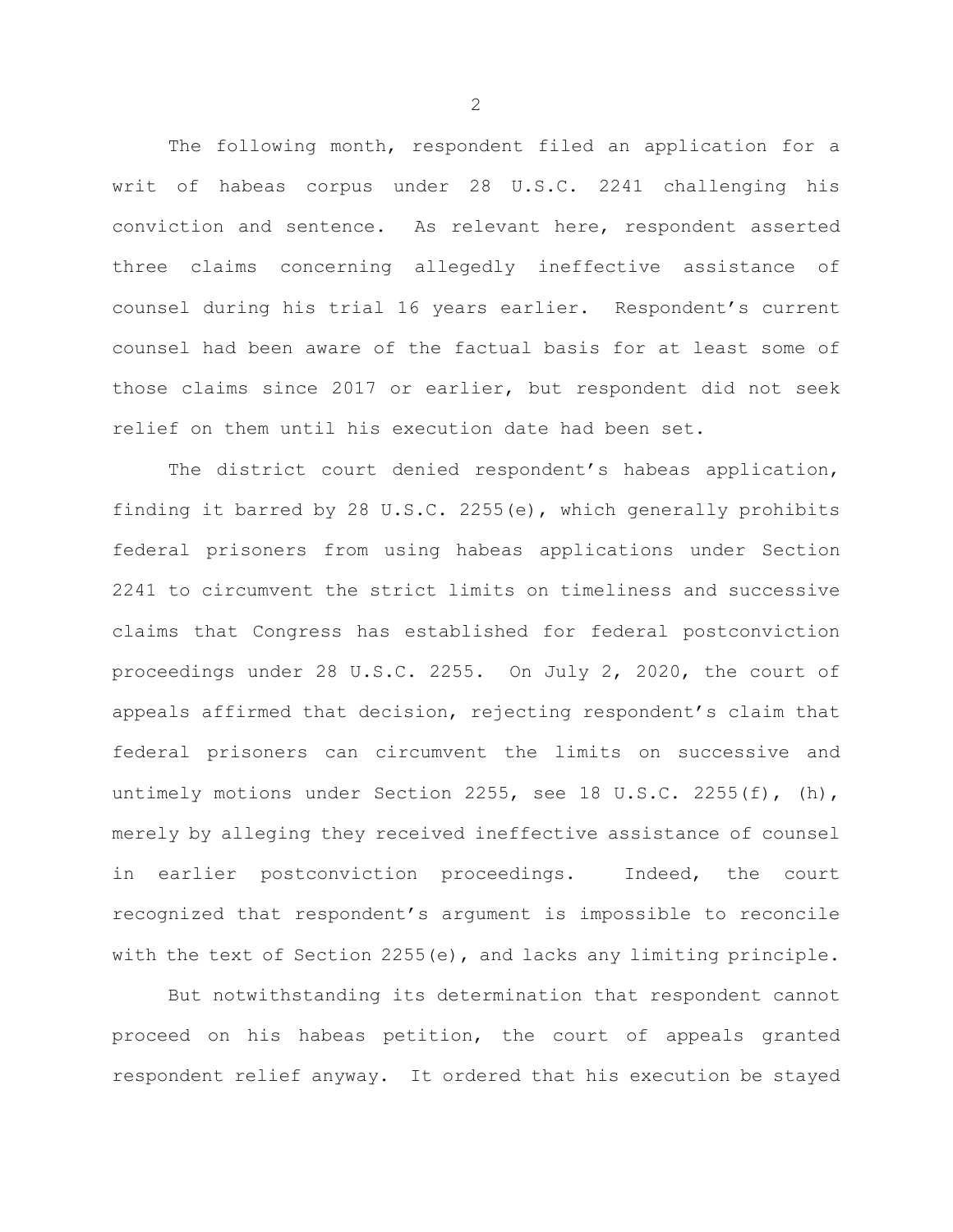The following month, respondent filed an application for a writ of habeas corpus under 28 U.S.C. 2241 challenging his conviction and sentence. As relevant here, respondent asserted three claims concerning allegedly ineffective assistance of counsel during his trial 16 years earlier. Respondent's current counsel had been aware of the factual basis for at least some of those claims since 2017 or earlier, but respondent did not seek relief on them until his execution date had been set.

The district court denied respondent's habeas application, finding it barred by 28 U.S.C. 2255(e), which generally prohibits federal prisoners from using habeas applications under Section 2241 to circumvent the strict limits on timeliness and successive claims that Congress has established for federal postconviction proceedings under 28 U.S.C. 2255. On July 2, 2020, the court of appeals affirmed that decision, rejecting respondent's claim that federal prisoners can circumvent the limits on successive and untimely motions under Section 2255, see 18 U.S.C. 2255(f), (h), merely by alleging they received ineffective assistance of counsel in earlier postconviction proceedings. Indeed, the court recognized that respondent's argument is impossible to reconcile with the text of Section 2255(e), and lacks any limiting principle.

But notwithstanding its determination that respondent cannot proceed on his habeas petition, the court of appeals granted respondent relief anyway. It ordered that his execution be stayed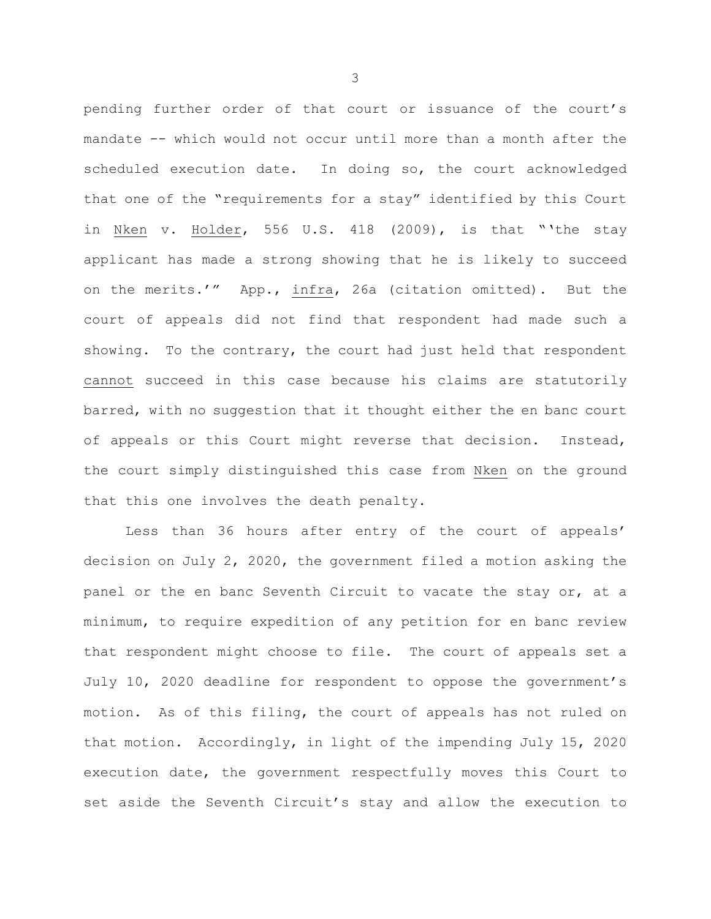pending further order of that court or issuance of the court's mandate -- which would not occur until more than a month after the scheduled execution date. In doing so, the court acknowledged that one of the "requirements for a stay" identified by this Court in Nken v. Holder, 556 U.S. 418 (2009), is that "'the stay applicant has made a strong showing that he is likely to succeed on the merits.'" App., infra, 26a (citation omitted). But the court of appeals did not find that respondent had made such a showing. To the contrary, the court had just held that respondent cannot succeed in this case because his claims are statutorily barred, with no suggestion that it thought either the en banc court of appeals or this Court might reverse that decision. Instead, the court simply distinguished this case from Nken on the ground that this one involves the death penalty.

Less than 36 hours after entry of the court of appeals' decision on July 2, 2020, the government filed a motion asking the panel or the en banc Seventh Circuit to vacate the stay or, at a minimum, to require expedition of any petition for en banc review that respondent might choose to file. The court of appeals set a July 10, 2020 deadline for respondent to oppose the government's motion. As of this filing, the court of appeals has not ruled on that motion. Accordingly, in light of the impending July 15, 2020 execution date, the government respectfully moves this Court to set aside the Seventh Circuit's stay and allow the execution to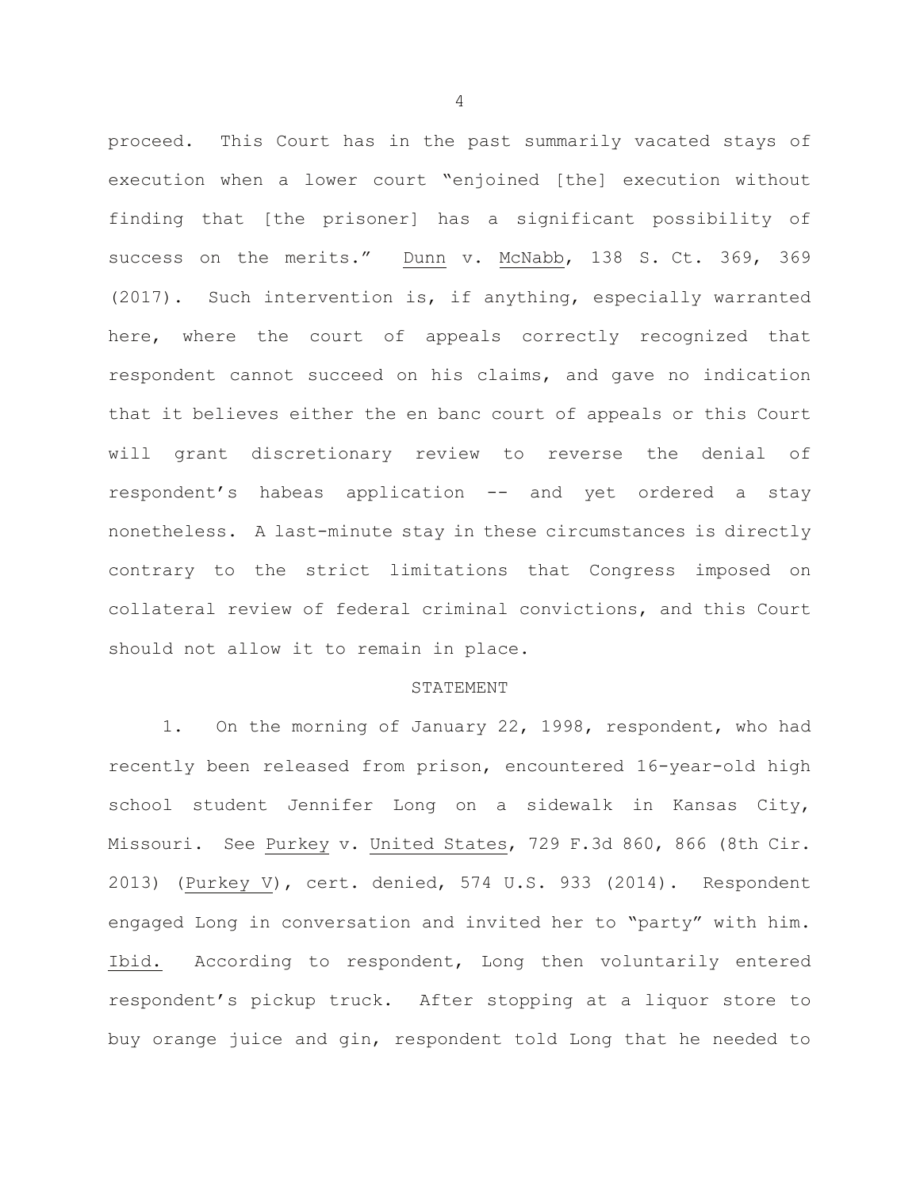proceed. This Court has in the past summarily vacated stays of execution when a lower court "enjoined [the] execution without finding that [the prisoner] has a significant possibility of success on the merits." Dunn v. McNabb, 138 S. Ct. 369, 369 (2017). Such intervention is, if anything, especially warranted here, where the court of appeals correctly recognized that respondent cannot succeed on his claims, and gave no indication that it believes either the en banc court of appeals or this Court will grant discretionary review to reverse the denial of respondent's habeas application -- and yet ordered a stay nonetheless. A last-minute stay in these circumstances is directly contrary to the strict limitations that Congress imposed on collateral review of federal criminal convictions, and this Court should not allow it to remain in place.

## STATEMENT

1. On the morning of January 22, 1998, respondent, who had recently been released from prison, encountered 16-year-old high school student Jennifer Long on a sidewalk in Kansas City, Missouri. See Purkey v. United States, 729 F.3d 860, 866 (8th Cir. 2013) (Purkey V), cert. denied, 574 U.S. 933 (2014). Respondent engaged Long in conversation and invited her to "party" with him. Ibid. According to respondent, Long then voluntarily entered respondent's pickup truck. After stopping at a liquor store to buy orange juice and gin, respondent told Long that he needed to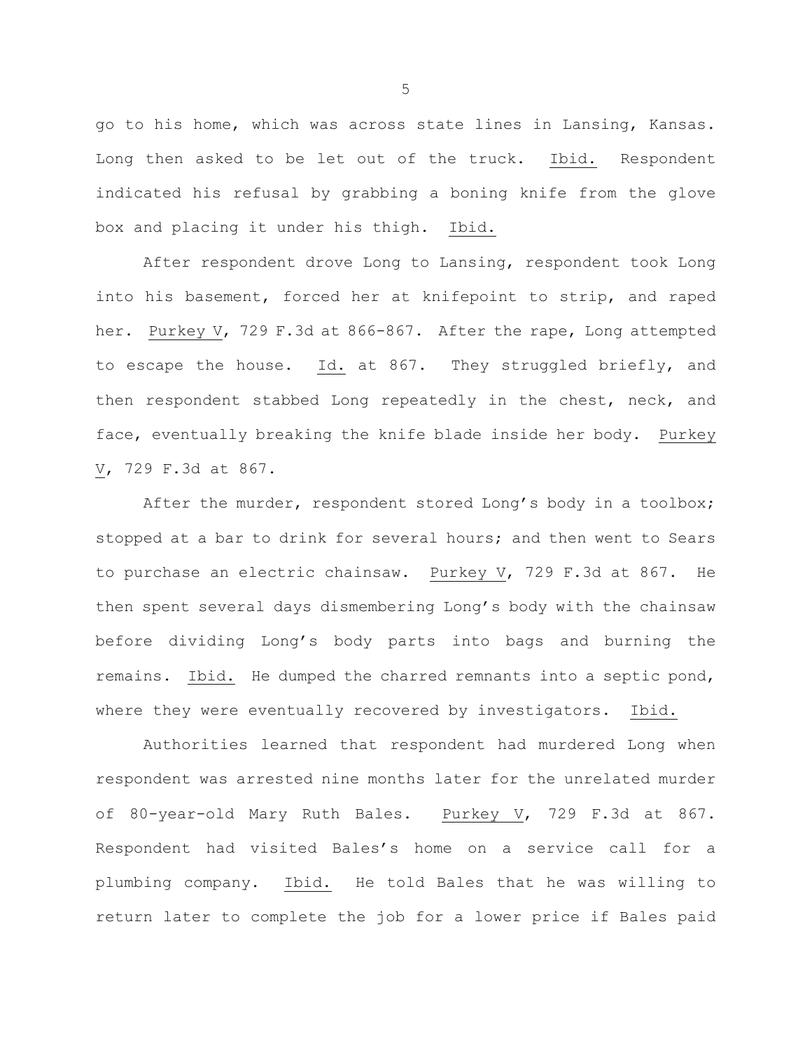go to his home, which was across state lines in Lansing, Kansas. Long then asked to be let out of the truck. Ibid. Respondent indicated his refusal by grabbing a boning knife from the glove box and placing it under his thigh. Ibid.

After respondent drove Long to Lansing, respondent took Long into his basement, forced her at knifepoint to strip, and raped her. Purkey V, 729 F.3d at 866-867. After the rape, Long attempted to escape the house. Id. at 867. They struggled briefly, and then respondent stabbed Long repeatedly in the chest, neck, and face, eventually breaking the knife blade inside her body. Purkey V, 729 F.3d at 867.

After the murder, respondent stored Long's body in a toolbox; stopped at a bar to drink for several hours; and then went to Sears to purchase an electric chainsaw. Purkey V, 729 F.3d at 867. He then spent several days dismembering Long's body with the chainsaw before dividing Long's body parts into bags and burning the remains. Ibid. He dumped the charred remnants into a septic pond, where they were eventually recovered by investigators. Ibid.

Authorities learned that respondent had murdered Long when respondent was arrested nine months later for the unrelated murder of 80-year-old Mary Ruth Bales. Purkey V, 729 F.3d at 867. Respondent had visited Bales's home on a service call for a plumbing company. Ibid. He told Bales that he was willing to return later to complete the job for a lower price if Bales paid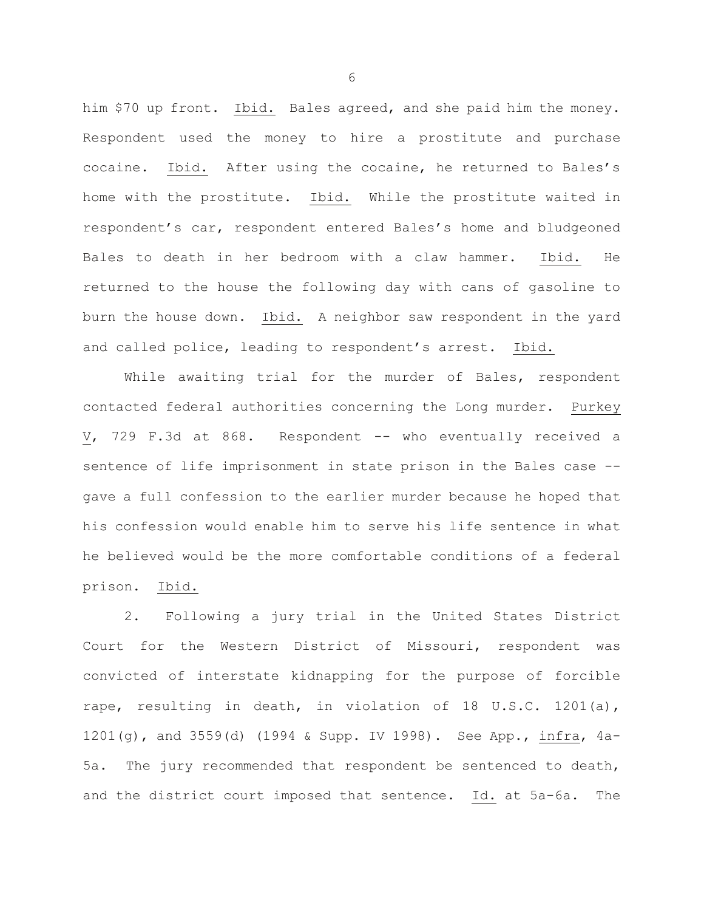him $70 up front. _Ibid._ Bales agreed, and she paid him the money. Respondent used the money to hire a prostitute and purchase cocaine. _Ibid._ After using the cocaine, he returned to Bales's home with the prostitute. _Ibid._ While the prostitute waited in respondent's car, respondent entered Bales's home and bludgeoned Bales to death in her bedroom with a claw hammer. _Ibid._ He returned to the house the following day with cans of gasoline to burn the house down. _Ibid._ A neighbor saw respondent in the yard and called police, leading to respondent's arrest. _Ibid._

While awaiting trial for the murder of Bales, respondent contacted federal authorities concerning the Long murder. _Purkey V_, 729 F.3d at 868. Respondent -- who eventually received a sentence of life imprisonment in state prison in the Bales case -- gave a full confession to the earlier murder because he hoped that his confession would enable him to serve his life sentence in what he believed would be the more comfortable conditions of a federal prison. _Ibid._

2. Following a jury trial in the United States District Court for the Western District of Missouri, respondent was convicted of interstate kidnapping for the purpose of forcible rape, resulting in death, in violation of 18 U.S.C. 1201(a), 1201(g), and 3559(d) (1994 & Supp. IV 1998). See App., _infra_, 4a-5a. The jury recommended that respondent be sentenced to death, and the district court imposed that sentence. _Id._ at 5a-6a. The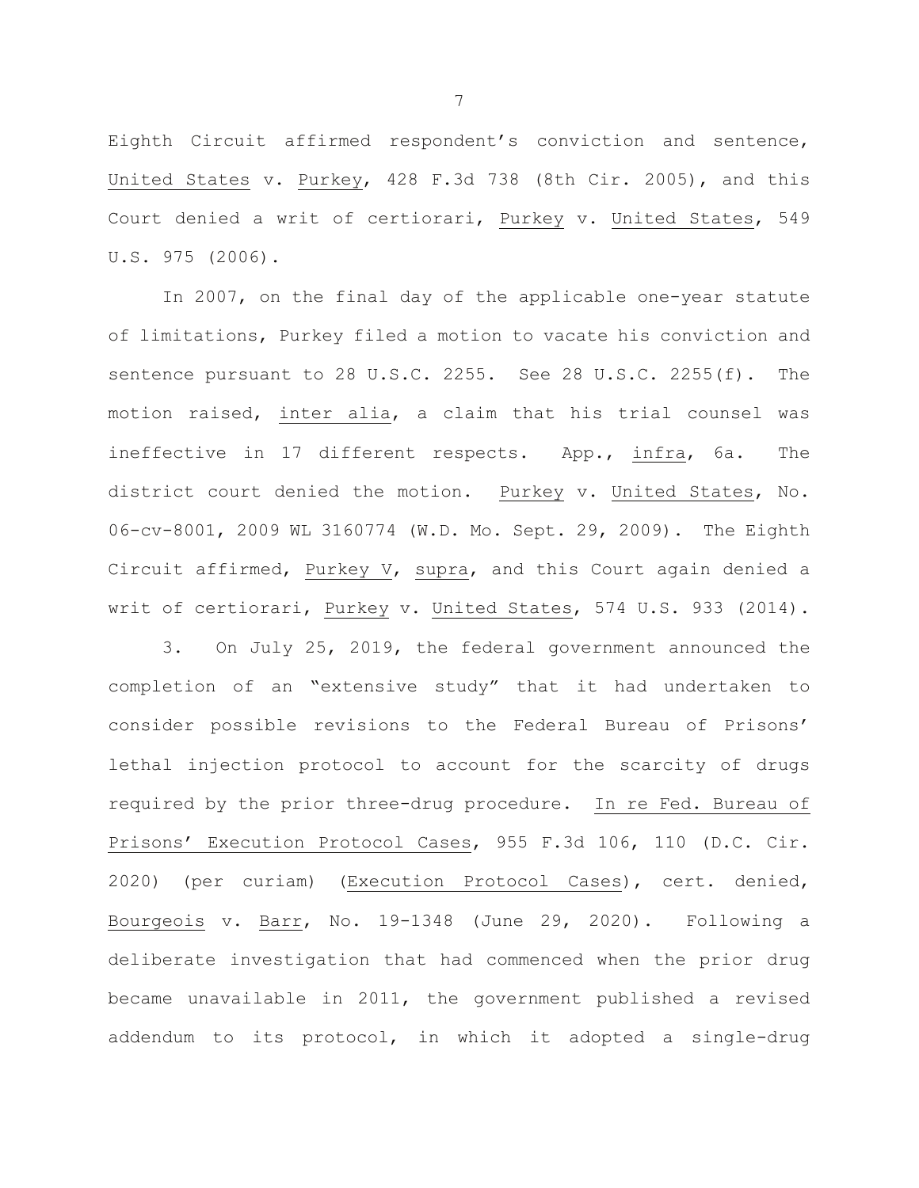Eighth Circuit affirmed respondent's conviction and sentence, United States v. Purkey, 428 F.3d 738 (8th Cir. 2005), and this Court denied a writ of certiorari, Purkey v. United States, 549 U.S. 975 (2006).

In 2007, on the final day of the applicable one-year statute of limitations, Purkey filed a motion to vacate his conviction and sentence pursuant to 28 U.S.C. 2255. See 28 U.S.C. 2255(f). The motion raised, inter alia, a claim that his trial counsel was ineffective in 17 different respects. App., infra, 6a. The district court denied the motion. Purkey v. United States, No. 06-cv-8001, 2009 WL 3160774 (W.D. Mo. Sept. 29, 2009). The Eighth Circuit affirmed, Purkey V, supra, and this Court again denied a writ of certiorari, Purkey v. United States, 574 U.S. 933 (2014).

3. On July 25, 2019, the federal government announced the completion of an "extensive study" that it had undertaken to consider possible revisions to the Federal Bureau of Prisons' lethal injection protocol to account for the scarcity of drugs required by the prior three-drug procedure. In re Fed. Bureau of Prisons' Execution Protocol Cases, 955 F.3d 106, 110 (D.C. Cir. 2020) (per curiam) (Execution Protocol Cases), cert. denied, Bourgeois v. Barr, No. 19-1348 (June 29, 2020). Following a deliberate investigation that had commenced when the prior drug became unavailable in 2011, the government published a revised addendum to its protocol, in which it adopted a single-drug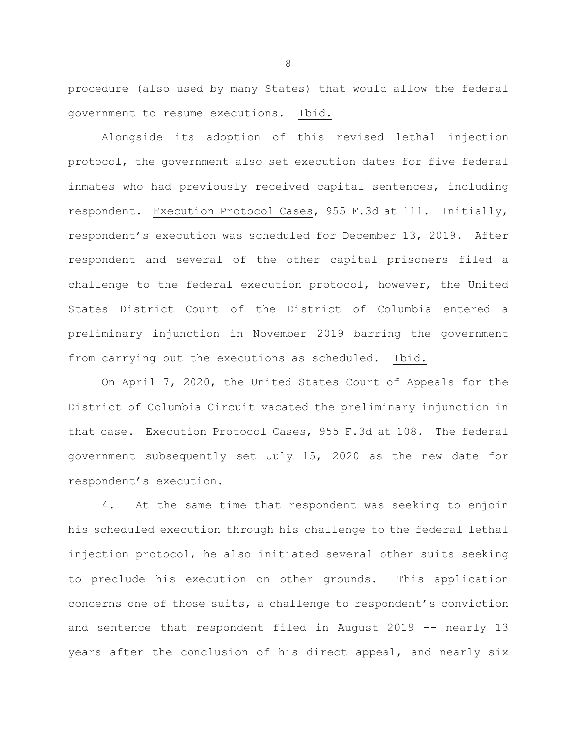procedure (also used by many States) that would allow the federal government to resume executions. Ibid.

Alongside its adoption of this revised lethal injection protocol, the government also set execution dates for five federal inmates who had previously received capital sentences, including respondent. Execution Protocol Cases, 955 F.3d at 111. Initially, respondent's execution was scheduled for December 13, 2019. After respondent and several of the other capital prisoners filed a challenge to the federal execution protocol, however, the United States District Court of the District of Columbia entered a preliminary injunction in November 2019 barring the government from carrying out the executions as scheduled. Ibid.

On April 7, 2020, the United States Court of Appeals for the District of Columbia Circuit vacated the preliminary injunction in that case. Execution Protocol Cases, 955 F.3d at 108. The federal government subsequently set July 15, 2020 as the new date for respondent's execution.

4. At the same time that respondent was seeking to enjoin his scheduled execution through his challenge to the federal lethal injection protocol, he also initiated several other suits seeking to preclude his execution on other grounds. This application concerns one of those suits, a challenge to respondent's conviction and sentence that respondent filed in August 2019 -- nearly 13 years after the conclusion of his direct appeal, and nearly six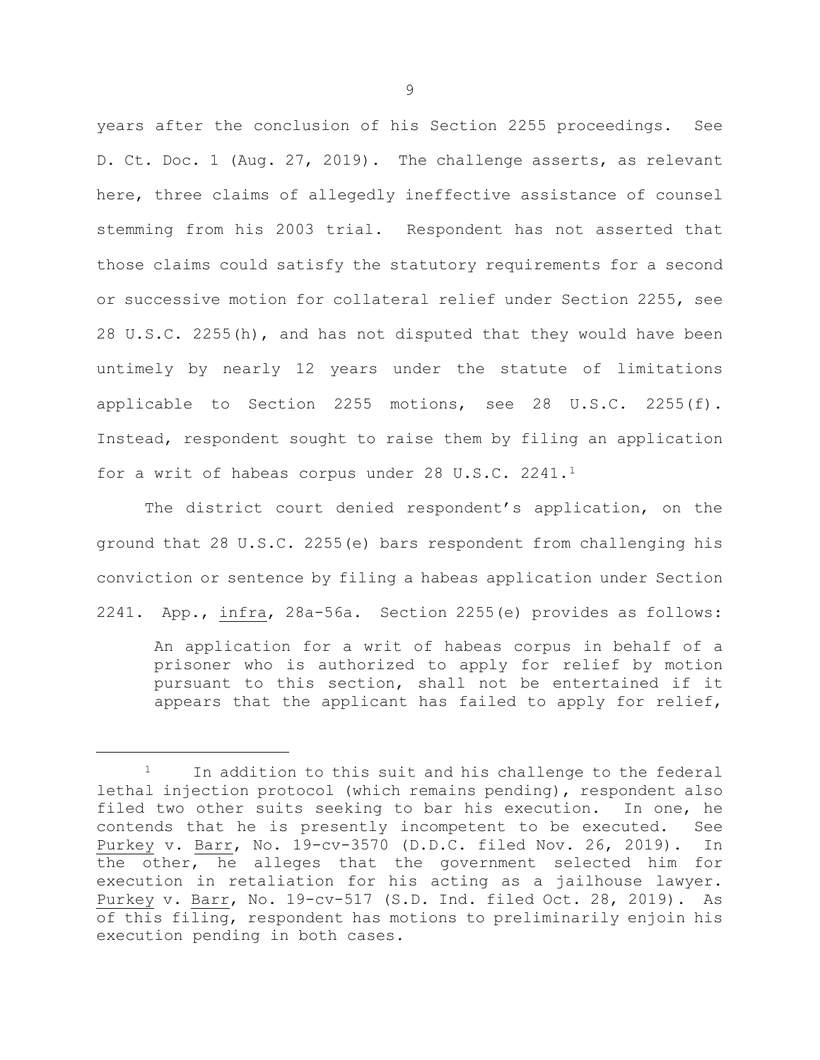years after the conclusion of his Section 2255 proceedings. See D. Ct. Doc. 1 (Aug. 27, 2019). The challenge asserts, as relevant here, three claims of allegedly ineffective assistance of counsel stemming from his 2003 trial. Respondent has not asserted that those claims could satisfy the statutory requirements for a second or successive motion for collateral relief under Section 2255, see 28 U.S.C. 2255(h), and has not disputed that they would have been untimely by nearly 12 years under the statute of limitations applicable to Section 2255 motions, see 28 U.S.C. 2255(f). Instead, respondent sought to raise them by filing an application for a writ of habeas corpus under 28 U.S.C. 2241.[1]

The district court denied respondent's application, on the ground that 28 U.S.C. 2255(e) bars respondent from challenging his conviction or sentence by filing a habeas application under Section 2241. App., *infra*, 28a-56a. Section 2255(e) provides as follows:

> An application for a writ of habeas corpus in behalf of a prisoner who is authorized to apply for relief by motion pursuant to this section, shall not be entertained if it appears that the applicant has failed to apply for relief,

---

[1] In addition to this suit and his challenge to the federal lethal injection protocol (which remains pending), respondent also filed two other suits seeking to bar his execution. In one, he contends that he is presently incompetent to be executed. See *Purkey* v. *Barr*, No. 19-cv-3570 (D.D.C. filed Nov. 26, 2019). In the other, he alleges that the government selected him for execution in retaliation for his acting as a jailhouse lawyer. *Purkey* v. *Barr*, No. 19-cv-517 (S.D. Ind. filed Oct. 28, 2019). As of this filing, respondent has motions to preliminarily enjoin his execution pending in both cases.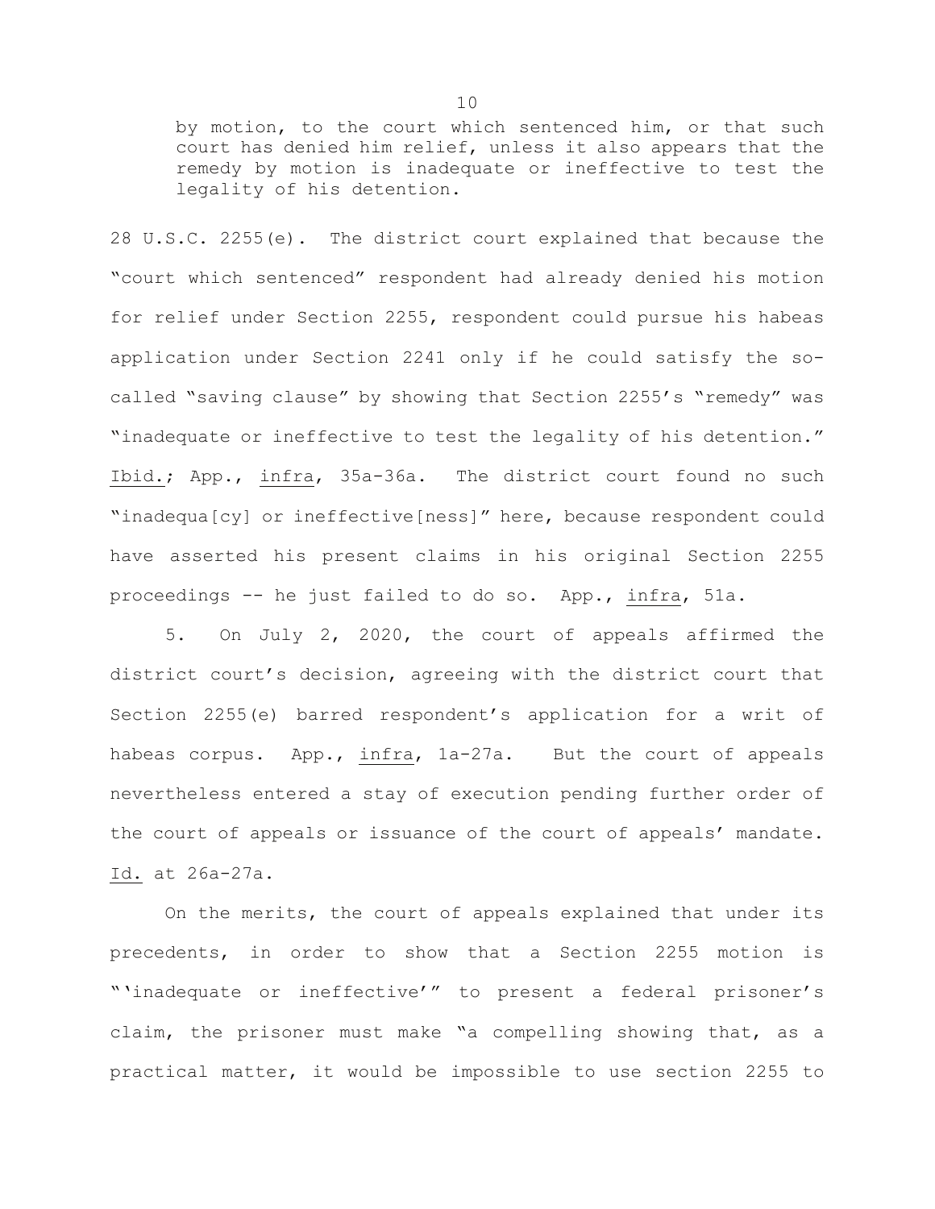> by motion, to the court which sentenced him, or that such court has denied him relief, unless it also appears that the remedy by motion is inadequate or ineffective to test the legality of his detention.

28 U.S.C. 2255(e). The district court explained that because the "court which sentenced" respondent had already denied his motion for relief under Section 2255, respondent could pursue his habeas application under Section 2241 only if he could satisfy the so-called "saving clause" by showing that Section 2255's "remedy" was "inadequate or ineffective to test the legality of his detention." Ibid.; App., infra, 35a-36a. The district court found no such "inadequa[cy] or ineffective[ness]" here, because respondent could have asserted his present claims in his original Section 2255 proceedings -- he just failed to do so. App., infra, 51a.

5. On July 2, 2020, the court of appeals affirmed the district court's decision, agreeing with the district court that Section 2255(e) barred respondent's application for a writ of habeas corpus. App., infra, 1a-27a. But the court of appeals nevertheless entered a stay of execution pending further order of the court of appeals or issuance of the court of appeals' mandate. Id. at 26a-27a.

On the merits, the court of appeals explained that under its precedents, in order to show that a Section 2255 motion is "'inadequate or ineffective'" to present a federal prisoner's claim, the prisoner must make "a compelling showing that, as a practical matter, it would be impossible to use section 2255 to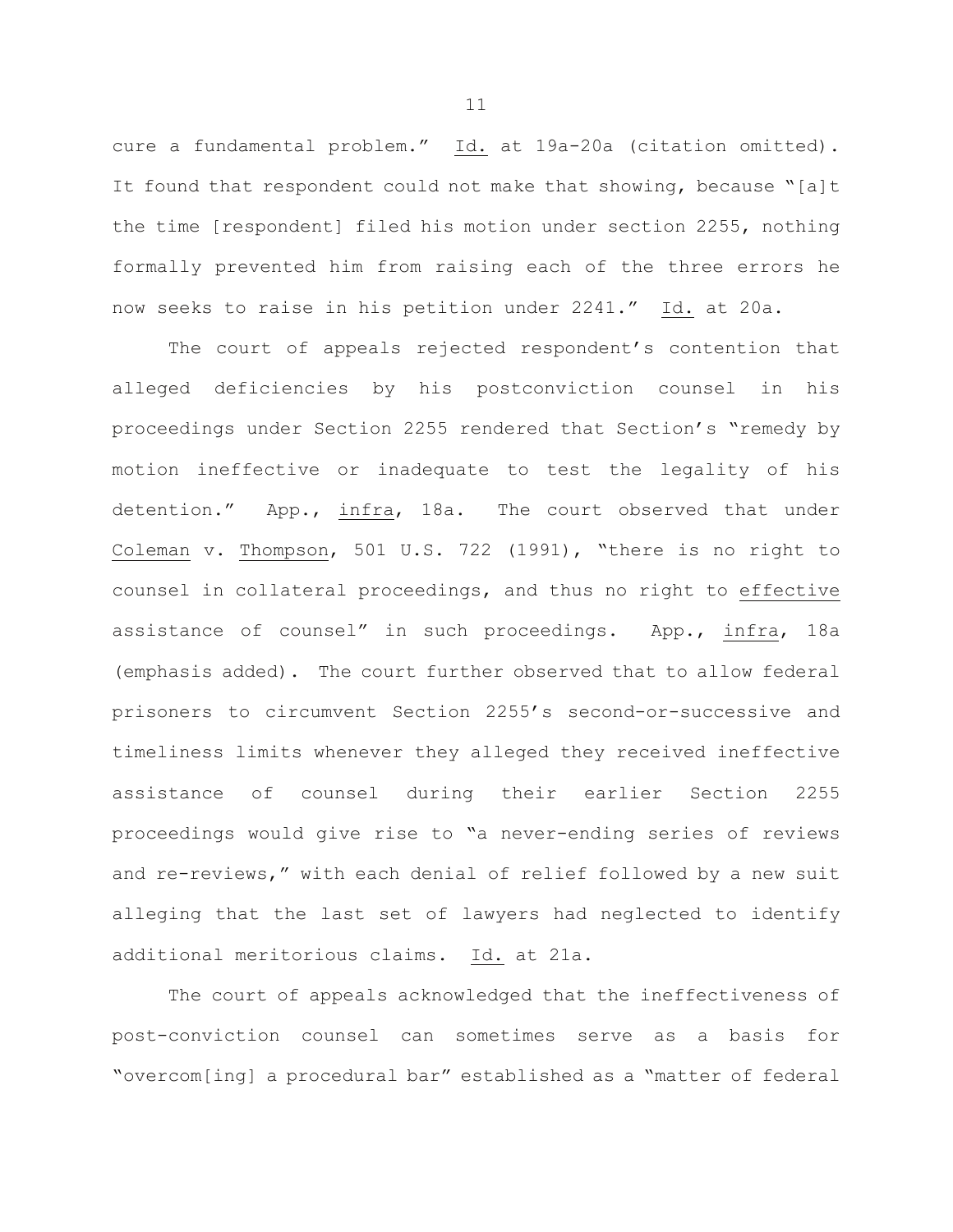cure a fundamental problem." Id. at 19a-20a (citation omitted). It found that respondent could not make that showing, because "[a]t the time [respondent] filed his motion under section 2255, nothing formally prevented him from raising each of the three errors he now seeks to raise in his petition under 2241." Id. at 20a.

The court of appeals rejected respondent's contention that alleged deficiencies by his postconviction counsel in his proceedings under Section 2255 rendered that Section's "remedy by motion ineffective or inadequate to test the legality of his detention." App., infra, 18a. The court observed that under Coleman v. Thompson, 501 U.S. 722 (1991), "there is no right to counsel in collateral proceedings, and thus no right to effective assistance of counsel" in such proceedings. App., infra, 18a (emphasis added). The court further observed that to allow federal prisoners to circumvent Section 2255's second-or-successive and timeliness limits whenever they alleged they received ineffective assistance of counsel during their earlier Section 2255 proceedings would give rise to "a never-ending series of reviews and re-reviews," with each denial of relief followed by a new suit alleging that the last set of lawyers had neglected to identify additional meritorious claims. Id. at 21a.

The court of appeals acknowledged that the ineffectiveness of post-conviction counsel can sometimes serve as a basis for "overcom[ing] a procedural bar" established as a "matter of federal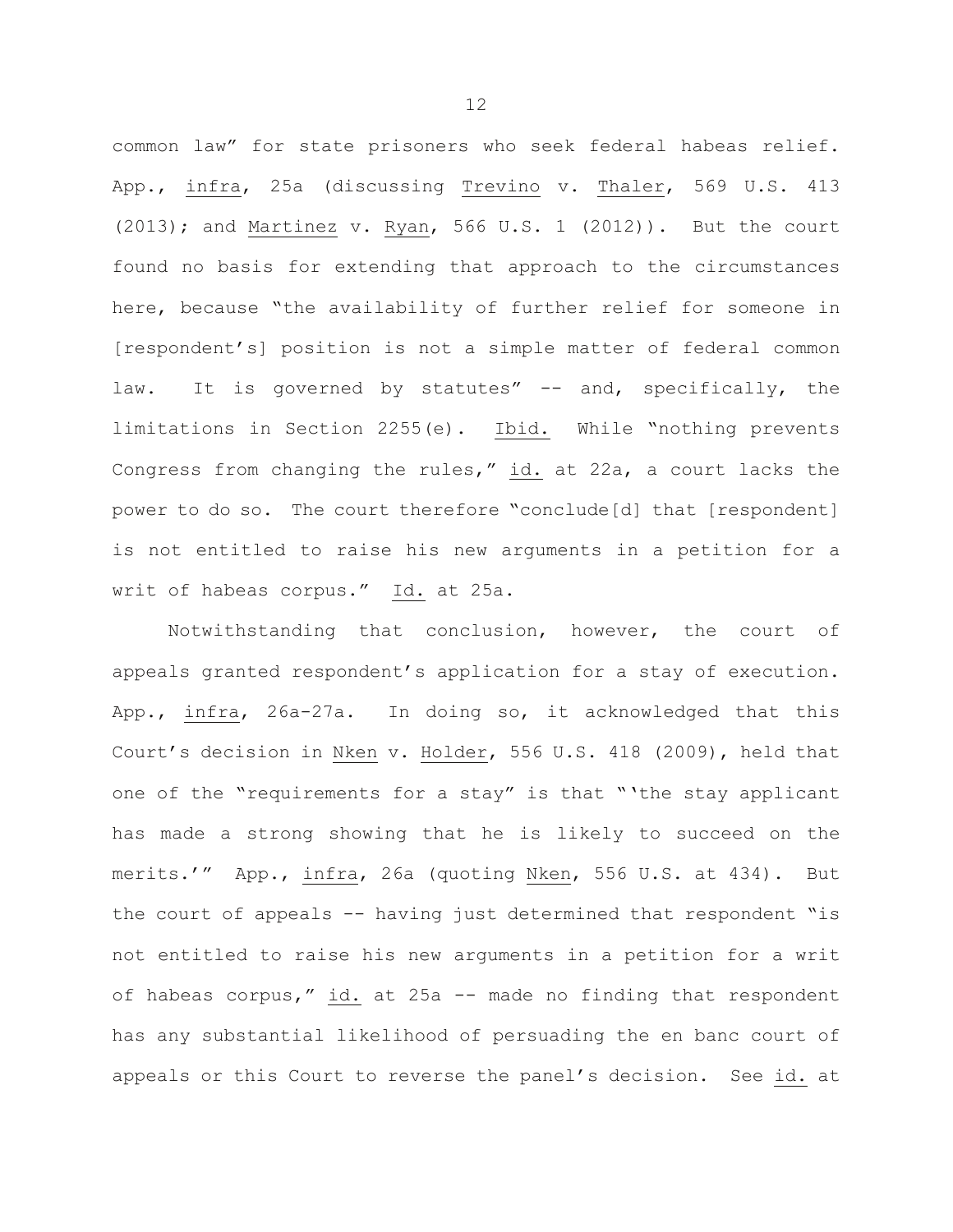common law" for state prisoners who seek federal habeas relief. App., infra, 25a (discussing Trevino v. Thaler, 569 U.S. 413 (2013); and Martinez v. Ryan, 566 U.S. 1 (2012)). But the court found no basis for extending that approach to the circumstances here, because "the availability of further relief for someone in [respondent's] position is not a simple matter of federal common law. It is governed by statutes" -- and, specifically, the limitations in Section 2255(e). Ibid. While "nothing prevents Congress from changing the rules," id. at 22a, a court lacks the power to do so. The court therefore "conclude[d] that [respondent] is not entitled to raise his new arguments in a petition for a writ of habeas corpus." Id. at 25a.

Notwithstanding that conclusion, however, the court of appeals granted respondent's application for a stay of execution. App., infra, 26a-27a. In doing so, it acknowledged that this Court's decision in Nken v. Holder, 556 U.S. 418 (2009), held that one of the "requirements for a stay" is that "'the stay applicant has made a strong showing that he is likely to succeed on the merits.'" App., infra, 26a (quoting Nken, 556 U.S. at 434). But the court of appeals -- having just determined that respondent "is not entitled to raise his new arguments in a petition for a writ of habeas corpus," id. at 25a -- made no finding that respondent has any substantial likelihood of persuading the en banc court of appeals or this Court to reverse the panel's decision. See id. at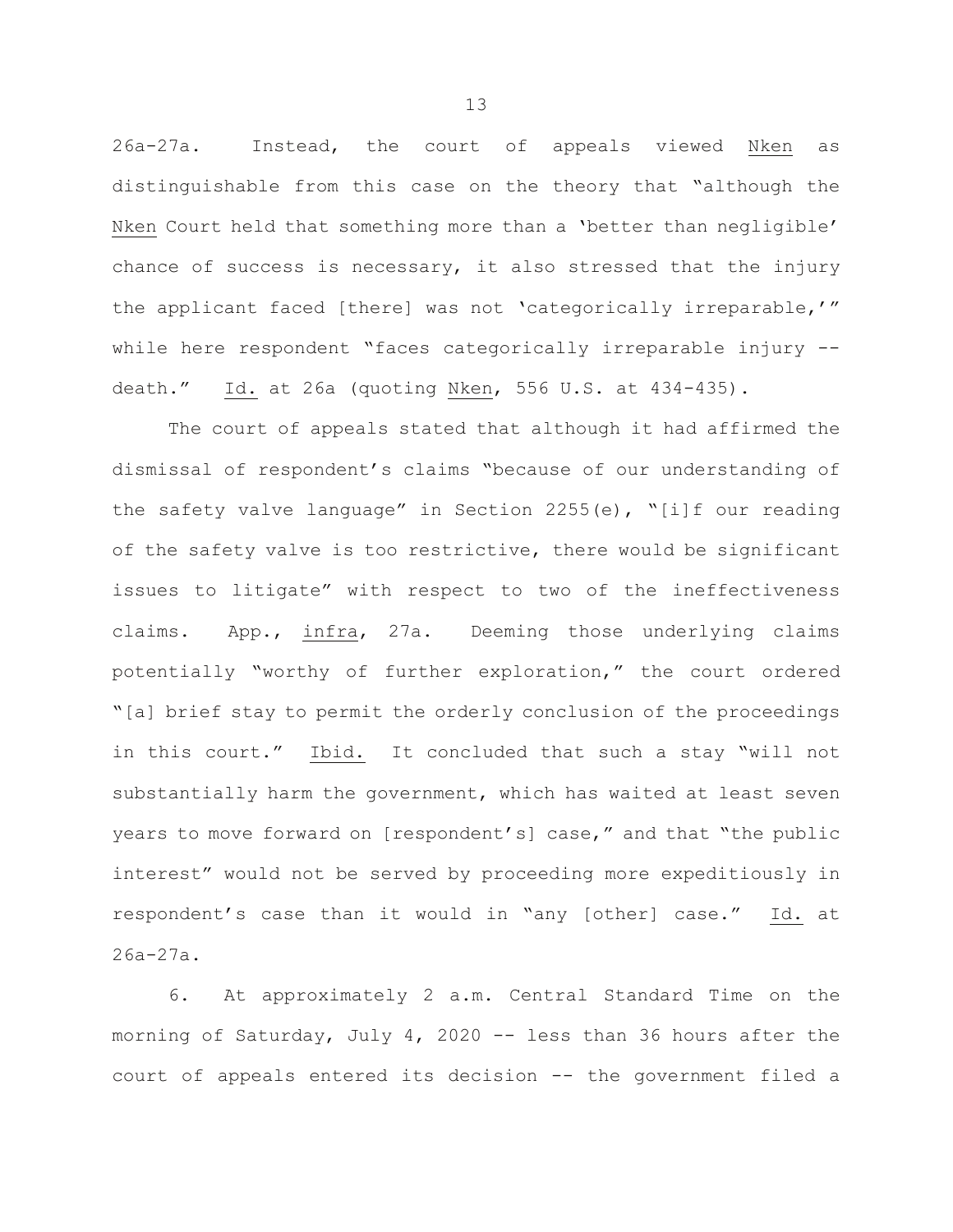26a-27a. Instead, the court of appeals viewed Nken as distinguishable from this case on the theory that "although the Nken Court held that something more than a 'better than negligible' chance of success is necessary, it also stressed that the injury the applicant faced [there] was not 'categorically irreparable,'" while here respondent "faces categorically irreparable injury -- death." Id. at 26a (quoting Nken, 556 U.S. at 434-435).

The court of appeals stated that although it had affirmed the dismissal of respondent's claims "because of our understanding of the safety valve language" in Section 2255(e), "[i]f our reading of the safety valve is too restrictive, there would be significant issues to litigate" with respect to two of the ineffectiveness claims. App., infra, 27a. Deeming those underlying claims potentially "worthy of further exploration," the court ordered "[a] brief stay to permit the orderly conclusion of the proceedings in this court." Ibid. It concluded that such a stay "will not substantially harm the government, which has waited at least seven years to move forward on [respondent's] case," and that "the public interest" would not be served by proceeding more expeditiously in respondent's case than it would in "any [other] case." Id. at 26a-27a.

6. At approximately 2 a.m. Central Standard Time on the morning of Saturday, July 4, 2020 -- less than 36 hours after the court of appeals entered its decision -- the government filed a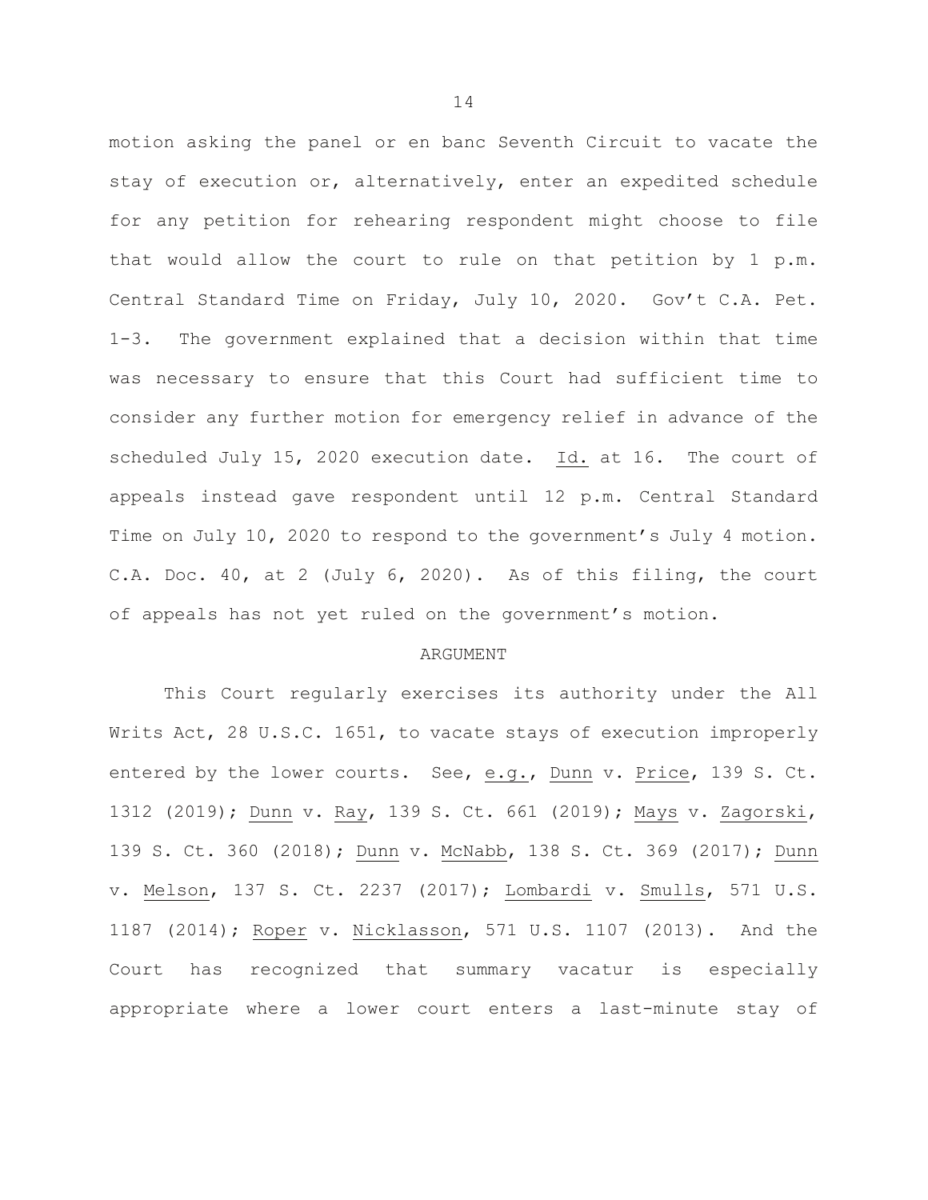motion asking the panel or en banc Seventh Circuit to vacate the stay of execution or, alternatively, enter an expedited schedule for any petition for rehearing respondent might choose to file that would allow the court to rule on that petition by 1 p.m. Central Standard Time on Friday, July 10, 2020. Gov't C.A. Pet. 1-3. The government explained that a decision within that time was necessary to ensure that this Court had sufficient time to consider any further motion for emergency relief in advance of the scheduled July 15, 2020 execution date. Id. at 16. The court of appeals instead gave respondent until 12 p.m. Central Standard Time on July 10, 2020 to respond to the government's July 4 motion. C.A. Doc. 40, at 2 (July 6, 2020). As of this filing, the court of appeals has not yet ruled on the government's motion.

## ARGUMENT

This Court regularly exercises its authority under the All Writs Act, 28 U.S.C. 1651, to vacate stays of execution improperly entered by the lower courts. See, e.g., Dunn v. Price, 139 S. Ct. 1312 (2019); Dunn v. Ray, 139 S. Ct. 661 (2019); Mays v. Zagorski, 139 S. Ct. 360 (2018); Dunn v. McNabb, 138 S. Ct. 369 (2017); Dunn v. Melson, 137 S. Ct. 2237 (2017); Lombardi v. Smulls, 571 U.S. 1187 (2014); Roper v. Nicklasson, 571 U.S. 1107 (2013). And the Court has recognized that summary vacatur is especially appropriate where a lower court enters a last-minute stay of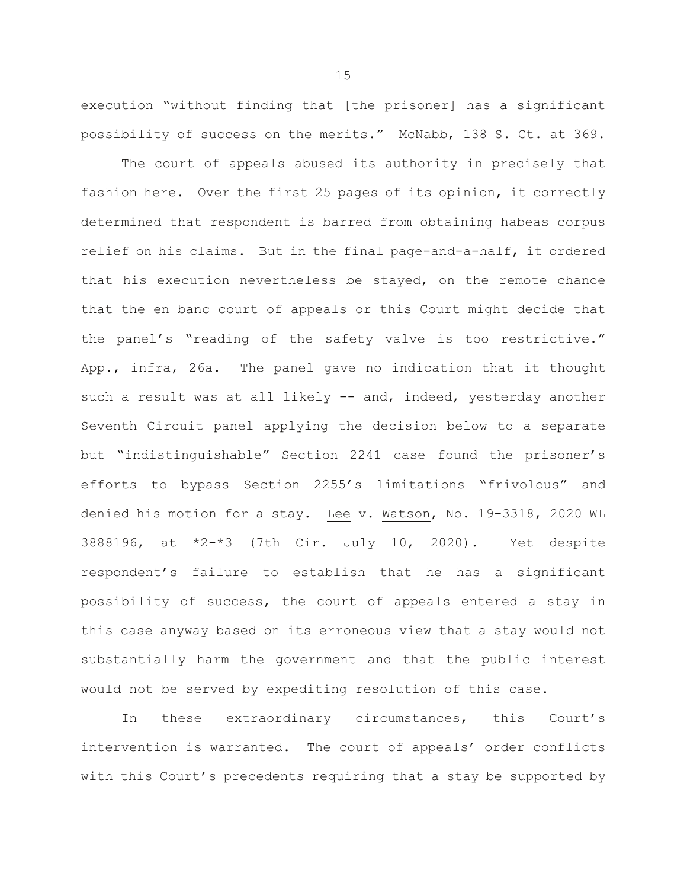execution "without finding that [the prisoner] has a significant possibility of success on the merits." McNabb, 138 S. Ct. at 369.

The court of appeals abused its authority in precisely that fashion here. Over the first 25 pages of its opinion, it correctly determined that respondent is barred from obtaining habeas corpus relief on his claims. But in the final page-and-a-half, it ordered that his execution nevertheless be stayed, on the remote chance that the en banc court of appeals or this Court might decide that the panel's "reading of the safety valve is too restrictive." App., infra, 26a. The panel gave no indication that it thought such a result was at all likely -- and, indeed, yesterday another Seventh Circuit panel applying the decision below to a separate but "indistinguishable" Section 2241 case found the prisoner's efforts to bypass Section 2255's limitations "frivolous" and denied his motion for a stay. Lee v. Watson, No. 19-3318, 2020 WL 3888196, at *2-*3 (7th Cir. July 10, 2020). Yet despite respondent's failure to establish that he has a significant possibility of success, the court of appeals entered a stay in this case anyway based on its erroneous view that a stay would not substantially harm the government and that the public interest would not be served by expediting resolution of this case.

In these extraordinary circumstances, this Court's intervention is warranted. The court of appeals' order conflicts with this Court's precedents requiring that a stay be supported by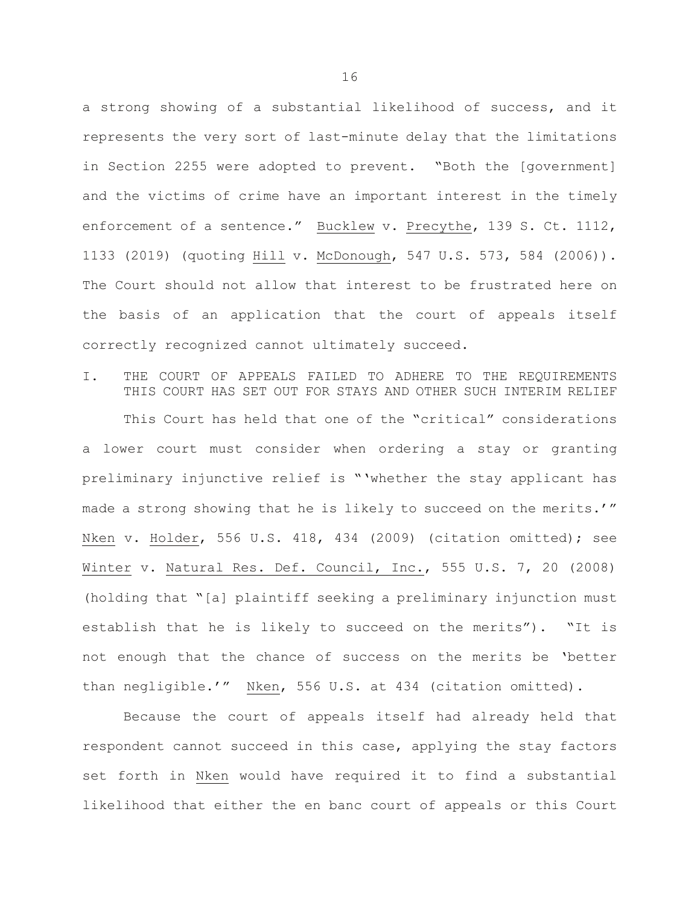a strong showing of a substantial likelihood of success, and it represents the very sort of last-minute delay that the limitations in Section 2255 were adopted to prevent. "Both the [government] and the victims of crime have an important interest in the timely enforcement of a sentence." Bucklew v. Precythe, 139 S. Ct. 1112, 1133 (2019) (quoting Hill v. McDonough, 547 U.S. 573, 584 (2006)). The Court should not allow that interest to be frustrated here on the basis of an application that the court of appeals itself correctly recognized cannot ultimately succeed.

## I. THE COURT OF APPEALS FAILED TO ADHERE TO THE REQUIREMENTS THIS COURT HAS SET OUT FOR STAYS AND OTHER SUCH INTERIM RELIEF

This Court has held that one of the "critical" considerations a lower court must consider when ordering a stay or granting preliminary injunctive relief is "'whether the stay applicant has made a strong showing that he is likely to succeed on the merits.'" Nken v. Holder, 556 U.S. 418, 434 (2009) (citation omitted); see Winter v. Natural Res. Def. Council, Inc., 555 U.S. 7, 20 (2008) (holding that "[a] plaintiff seeking a preliminary injunction must establish that he is likely to succeed on the merits"). "It is not enough that the chance of success on the merits be 'better than negligible.'" Nken, 556 U.S. at 434 (citation omitted).

Because the court of appeals itself had already held that respondent cannot succeed in this case, applying the stay factors set forth in Nken would have required it to find a substantial likelihood that either the en banc court of appeals or this Court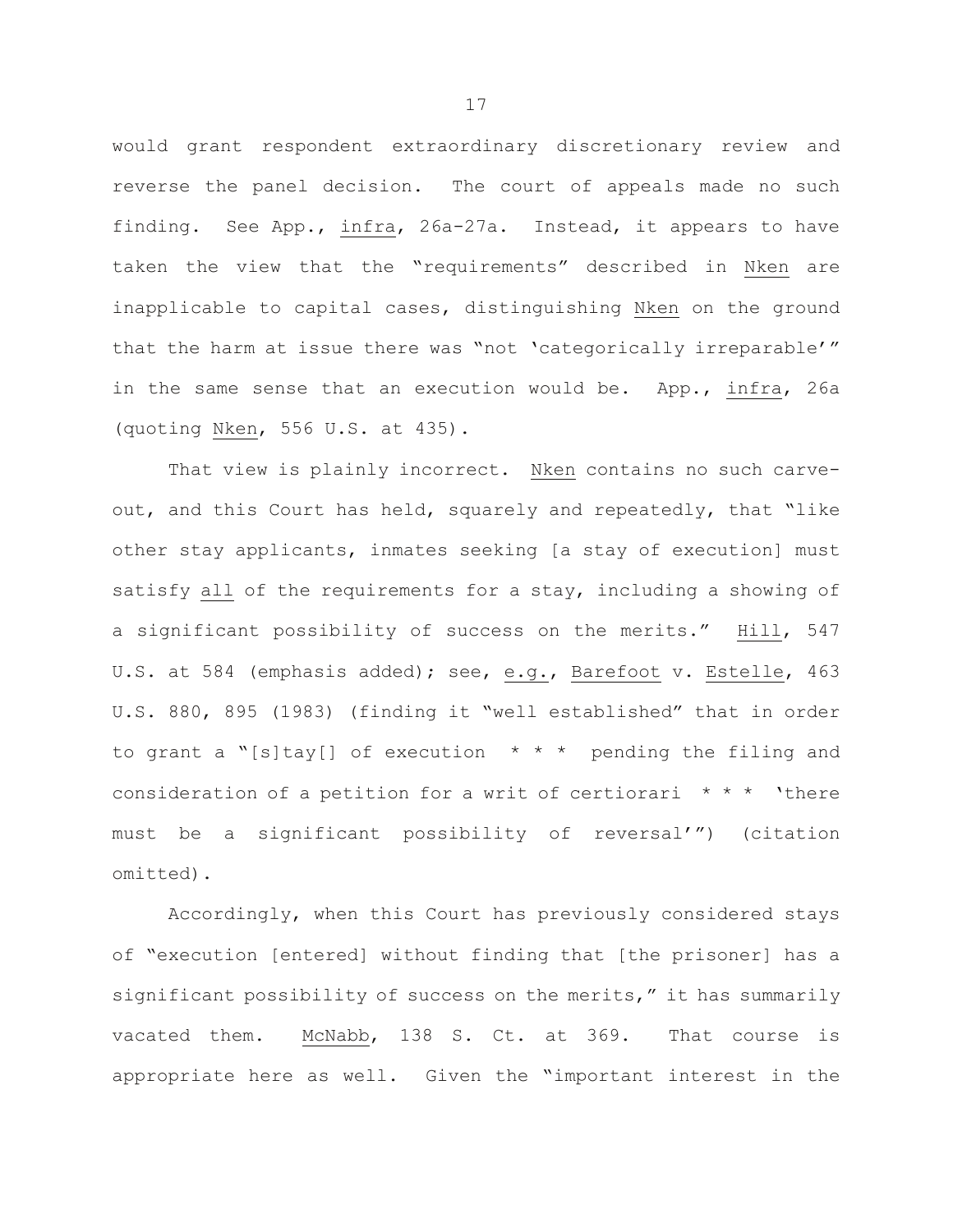would grant respondent extraordinary discretionary review and reverse the panel decision. The court of appeals made no such finding. See App., _infra_, 26a-27a. Instead, it appears to have taken the view that the "requirements" described in _Nken_ are inapplicable to capital cases, distinguishing _Nken_ on the ground that the harm at issue there was "not 'categorically irreparable'" in the same sense that an execution would be. App., _infra_, 26a (quoting _Nken_, 556 U.S. at 435).

That view is plainly incorrect. _Nken_ contains no such carve-out, and this Court has held, squarely and repeatedly, that "like other stay applicants, inmates seeking [a stay of execution] must satisfy _all_ of the requirements for a stay, including a showing of a significant possibility of success on the merits." _Hill_, 547 U.S. at 584 (emphasis added); see, _e.g._, _Barefoot_ v. _Estelle_, 463 U.S. 880, 895 (1983) (finding it "well established" that in order to grant a "[s]tay[] of execution * * * pending the filing and consideration of a petition for a writ of certiorari * * * 'there must be a significant possibility of reversal'") (citation omitted).

Accordingly, when this Court has previously considered stays of "execution [entered] without finding that [the prisoner] has a significant possibility of success on the merits," it has summarily vacated them. _McNabb_, 138 S. Ct. at 369. That course is appropriate here as well. Given the "important interest in the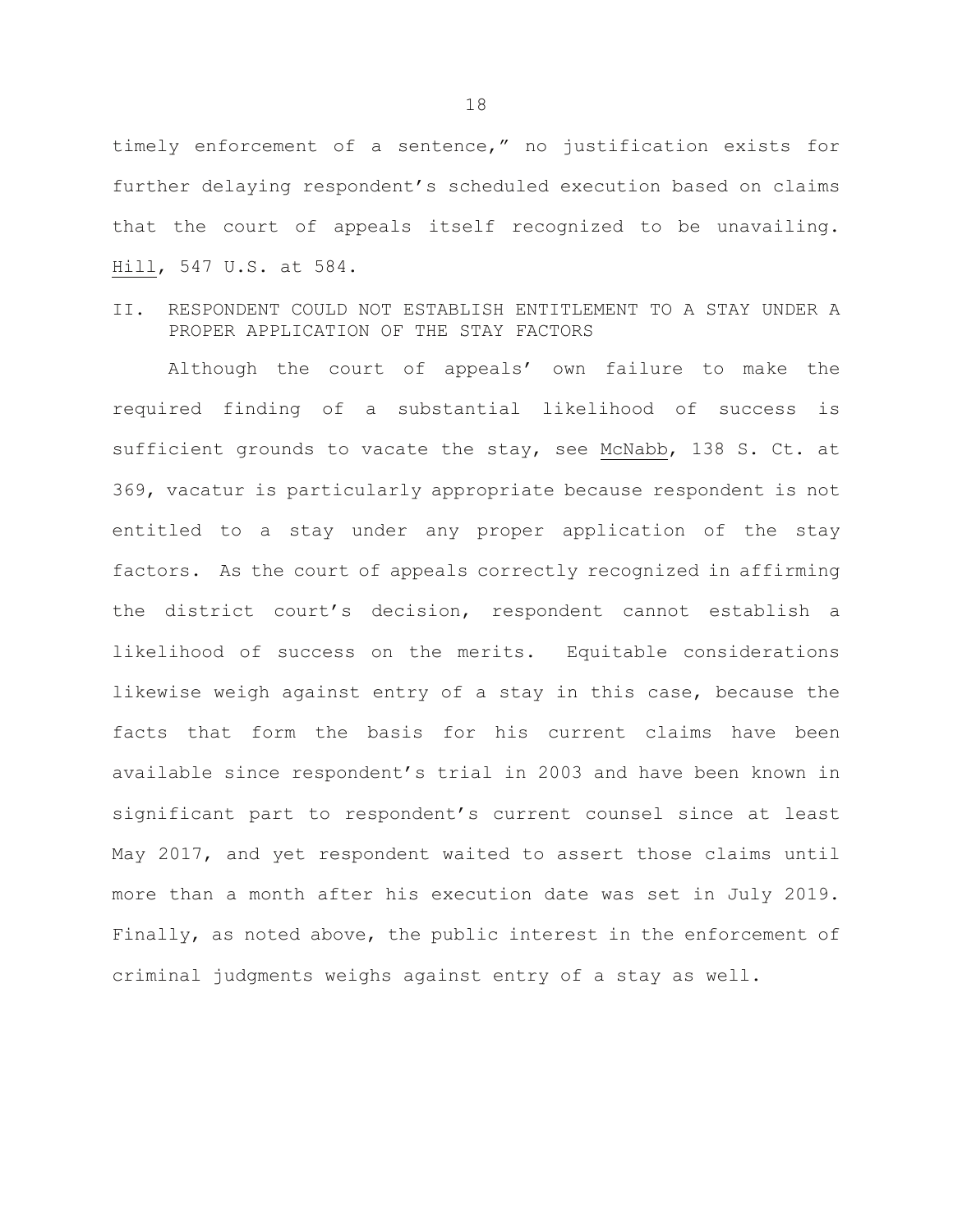timely enforcement of a sentence," no justification exists for further delaying respondent's scheduled execution based on claims that the court of appeals itself recognized to be unavailing. Hill, 547 U.S. at 584.

## II. RESPONDENT COULD NOT ESTABLISH ENTITLEMENT TO A STAY UNDER A PROPER APPLICATION OF THE STAY FACTORS

Although the court of appeals' own failure to make the required finding of a substantial likelihood of success is sufficient grounds to vacate the stay, see McNabb, 138 S. Ct. at 369, vacatur is particularly appropriate because respondent is not entitled to a stay under any proper application of the stay factors. As the court of appeals correctly recognized in affirming the district court's decision, respondent cannot establish a likelihood of success on the merits. Equitable considerations likewise weigh against entry of a stay in this case, because the facts that form the basis for his current claims have been available since respondent's trial in 2003 and have been known in significant part to respondent's current counsel since at least May 2017, and yet respondent waited to assert those claims until more than a month after his execution date was set in July 2019. Finally, as noted above, the public interest in the enforcement of criminal judgments weighs against entry of a stay as well.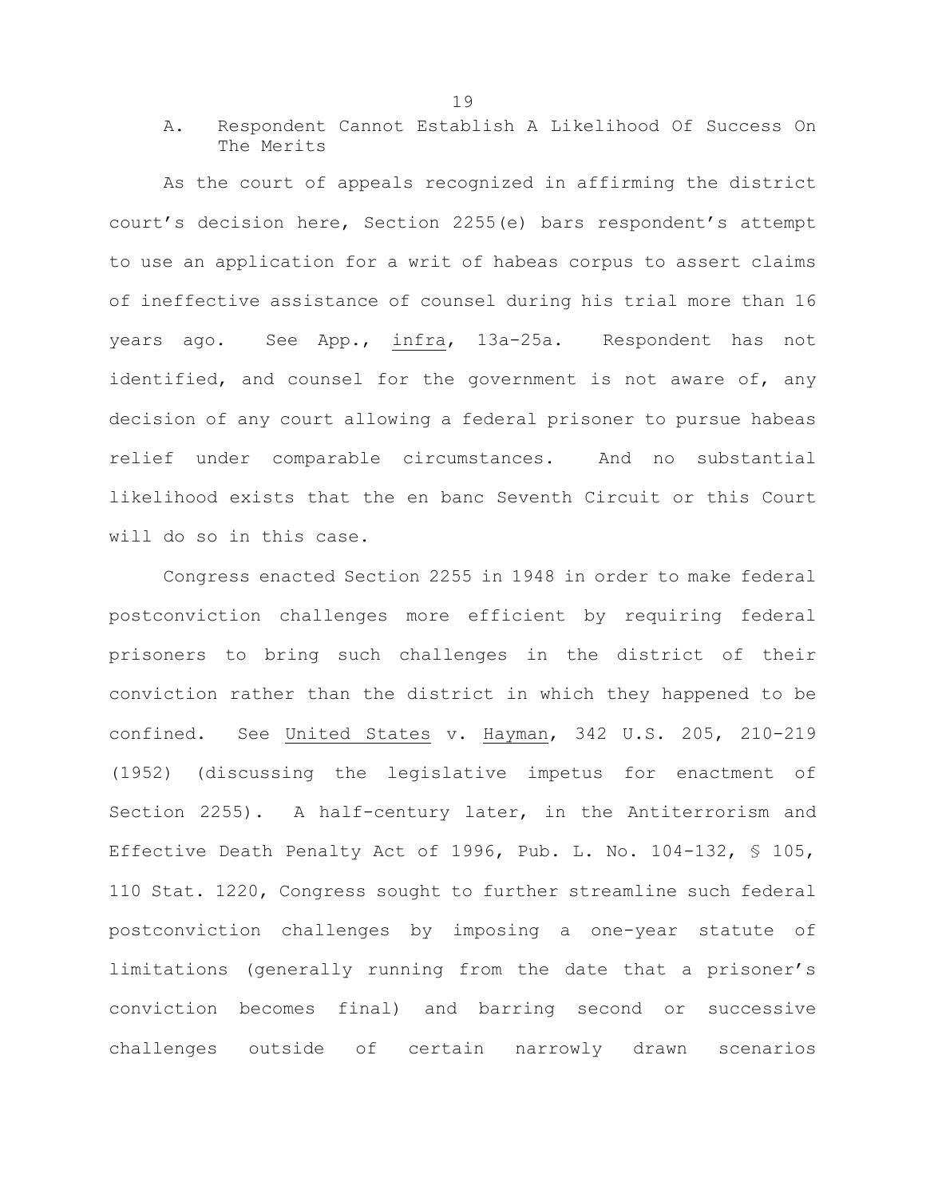### A. Respondent Cannot Establish A Likelihood Of Success On The Merits

As the court of appeals recognized in affirming the district court's decision here, Section 2255(e) bars respondent's attempt to use an application for a writ of habeas corpus to assert claims of ineffective assistance of counsel during his trial more than 16 years ago. See App., infra, 13a-25a. Respondent has not identified, and counsel for the government is not aware of, any decision of any court allowing a federal prisoner to pursue habeas relief under comparable circumstances. And no substantial likelihood exists that the en banc Seventh Circuit or this Court will do so in this case.

Congress enacted Section 2255 in 1948 in order to make federal postconviction challenges more efficient by requiring federal prisoners to bring such challenges in the district of their conviction rather than the district in which they happened to be confined. See United States v. Hayman, 342 U.S. 205, 210-219 (1952) (discussing the legislative impetus for enactment of Section 2255). A half-century later, in the Antiterrorism and Effective Death Penalty Act of 1996, Pub. L. No. 104-132, § 105, 110 Stat. 1220, Congress sought to further streamline such federal postconviction challenges by imposing a one-year statute of limitations (generally running from the date that a prisoner's conviction becomes final) and barring second or successive challenges outside of certain narrowly drawn scenarios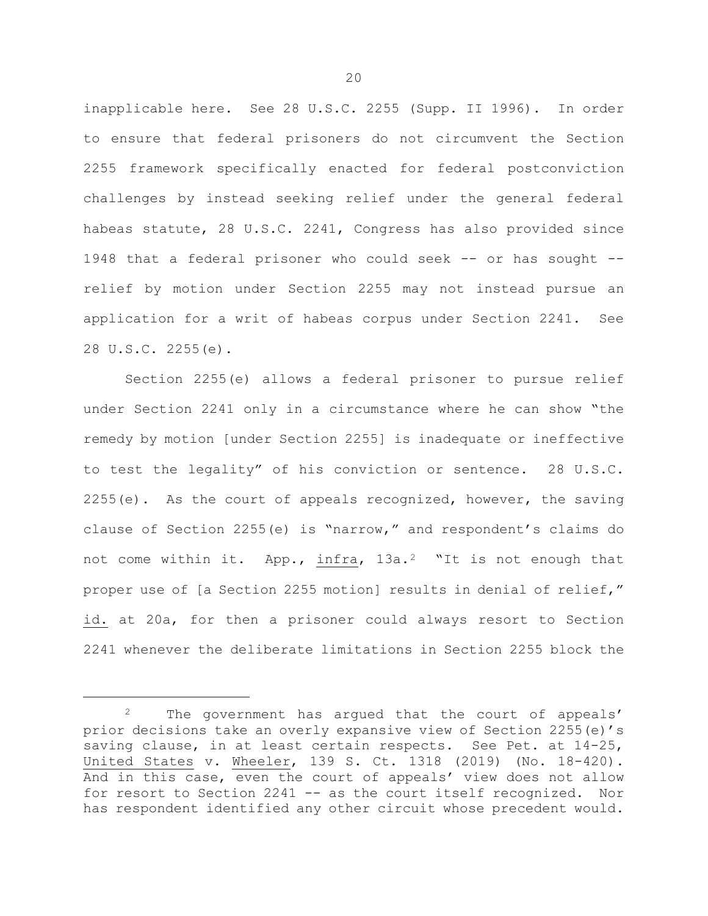inapplicable here. See 28 U.S.C. 2255 (Supp. II 1996). In order to ensure that federal prisoners do not circumvent the Section 2255 framework specifically enacted for federal postconviction challenges by instead seeking relief under the general federal habeas statute, 28 U.S.C. 2241, Congress has also provided since 1948 that a federal prisoner who could seek -- or has sought -- relief by motion under Section 2255 may not instead pursue an application for a writ of habeas corpus under Section 2241. See 28 U.S.C. 2255(e).

Section 2255(e) allows a federal prisoner to pursue relief under Section 2241 only in a circumstance where he can show "the remedy by motion [under Section 2255] is inadequate or ineffective to test the legality" of his conviction or sentence. 28 U.S.C. 2255(e). As the court of appeals recognized, however, the saving clause of Section 2255(e) is "narrow," and respondent's claims do not come within it. App., _infra_, 13a.[2] "It is not enough that proper use of [a Section 2255 motion] results in denial of relief," _id._ at 20a, for then a prisoner could always resort to Section 2241 whenever the deliberate limitations in Section 2255 block the

---

[2] The government has argued that the court of appeals' prior decisions take an overly expansive view of Section 2255(e)'s saving clause, in at least certain respects. See Pet. at 14-25, _United States_ v. _Wheeler_, 139 S. Ct. 1318 (2019) (No. 18-420). And in this case, even the court of appeals' view does not allow for resort to Section 2241 -- as the court itself recognized. Nor has respondent identified any other circuit whose precedent would.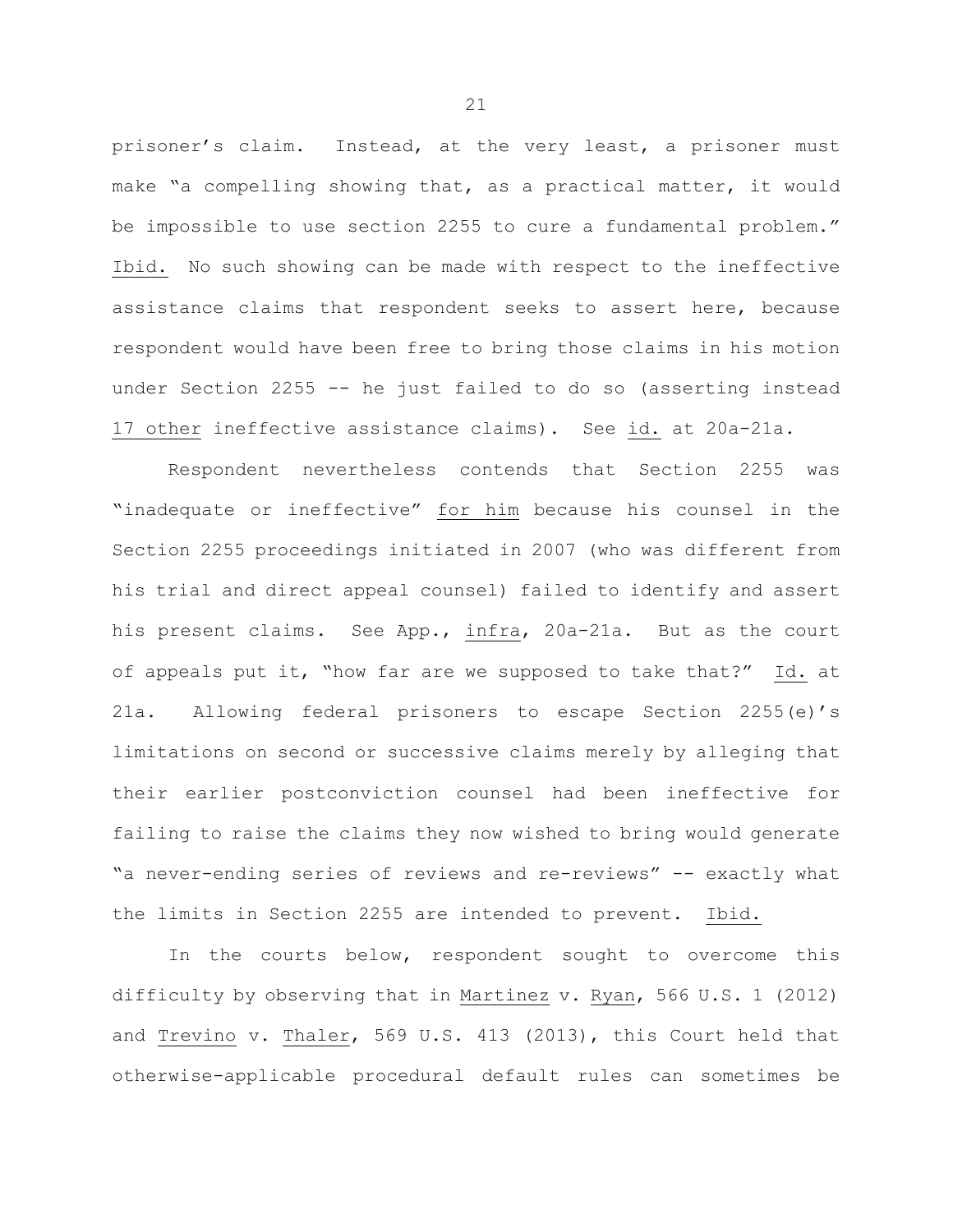prisoner's claim. Instead, at the very least, a prisoner must make "a compelling showing that, as a practical matter, it would be impossible to use section 2255 to cure a fundamental problem." Ibid. No such showing can be made with respect to the ineffective assistance claims that respondent seeks to assert here, because respondent would have been free to bring those claims in his motion under Section 2255 -- he just failed to do so (asserting instead 17 other ineffective assistance claims). See id. at 20a-21a.

Respondent nevertheless contends that Section 2255 was "inadequate or ineffective" for him because his counsel in the Section 2255 proceedings initiated in 2007 (who was different from his trial and direct appeal counsel) failed to identify and assert his present claims. See App., infra, 20a-21a. But as the court of appeals put it, "how far are we supposed to take that?" Id. at 21a. Allowing federal prisoners to escape Section 2255(e)'s limitations on second or successive claims merely by alleging that their earlier postconviction counsel had been ineffective for failing to raise the claims they now wished to bring would generate "a never-ending series of reviews and re-reviews" -- exactly what the limits in Section 2255 are intended to prevent. Ibid.

In the courts below, respondent sought to overcome this difficulty by observing that in Martinez v. Ryan, 566 U.S. 1 (2012) and Trevino v. Thaler, 569 U.S. 413 (2013), this Court held that otherwise-applicable procedural default rules can sometimes be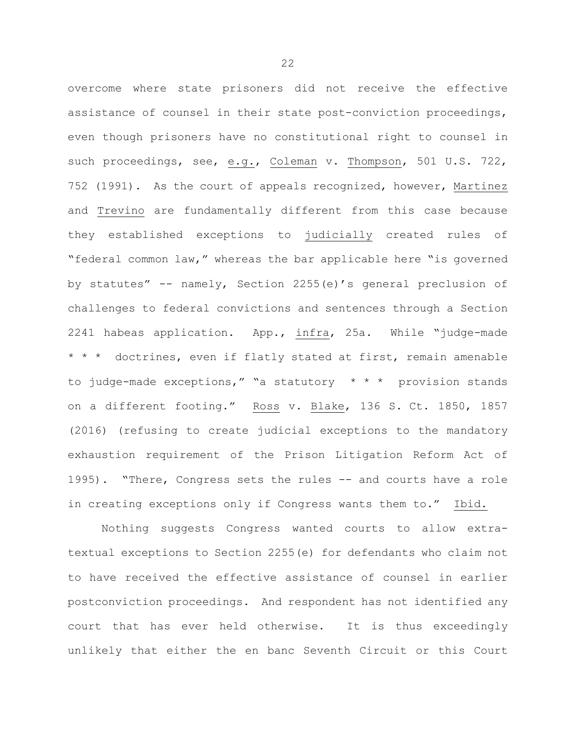overcome where state prisoners did not receive the effective assistance of counsel in their state post-conviction proceedings, even though prisoners have no constitutional right to counsel in such proceedings, see, e.g., Coleman v. Thompson, 501 U.S. 722, 752 (1991). As the court of appeals recognized, however, Martinez and Trevino are fundamentally different from this case because they established exceptions to judicially created rules of "federal common law," whereas the bar applicable here "is governed by statutes" -- namely, Section 2255(e)'s general preclusion of challenges to federal convictions and sentences through a Section 2241 habeas application. App., infra, 25a. While "judge-made * * * doctrines, even if flatly stated at first, remain amenable to judge-made exceptions," "a statutory * * * provision stands on a different footing." Ross v. Blake, 136 S. Ct. 1850, 1857 (2016) (refusing to create judicial exceptions to the mandatory exhaustion requirement of the Prison Litigation Reform Act of 1995). "There, Congress sets the rules -- and courts have a role in creating exceptions only if Congress wants them to." Ibid.

Nothing suggests Congress wanted courts to allow extra-textual exceptions to Section 2255(e) for defendants who claim not to have received the effective assistance of counsel in earlier postconviction proceedings. And respondent has not identified any court that has ever held otherwise. It is thus exceedingly unlikely that either the en banc Seventh Circuit or this Court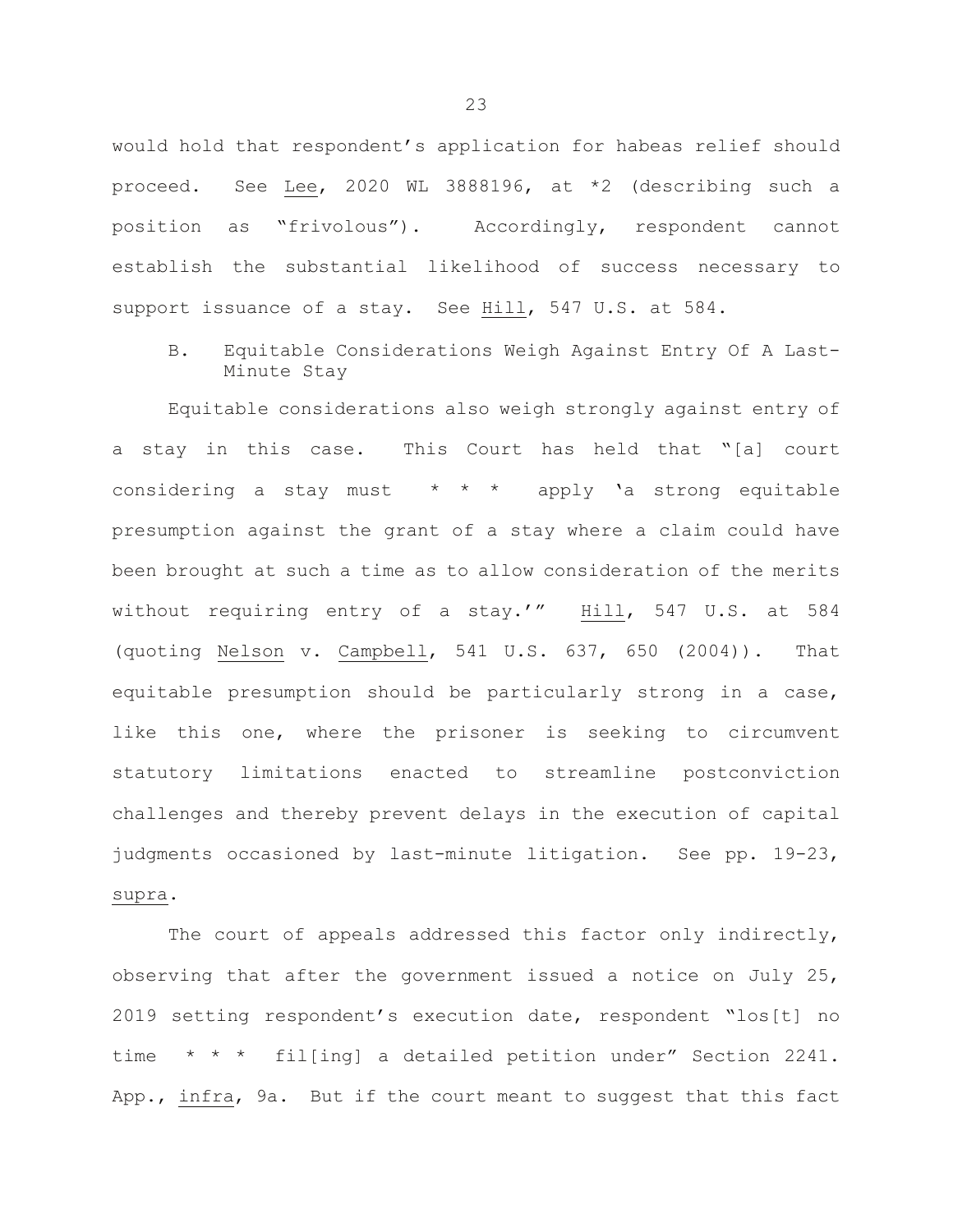would hold that respondent's application for habeas relief should proceed. See Lee, 2020 WL 3888196, at *2 (describing such a position as "frivolous"). Accordingly, respondent cannot establish the substantial likelihood of success necessary to support issuance of a stay. See Hill, 547 U.S. at 584.

### B. Equitable Considerations Weigh Against Entry Of A Last-Minute Stay

Equitable considerations also weigh strongly against entry of a stay in this case. This Court has held that "[a] court considering a stay must * * * apply 'a strong equitable presumption against the grant of a stay where a claim could have been brought at such a time as to allow consideration of the merits without requiring entry of a stay.'" Hill, 547 U.S. at 584 (quoting Nelson v. Campbell, 541 U.S. 637, 650 (2004)). That equitable presumption should be particularly strong in a case, like this one, where the prisoner is seeking to circumvent statutory limitations enacted to streamline postconviction challenges and thereby prevent delays in the execution of capital judgments occasioned by last-minute litigation. See pp. 19-23, supra.

The court of appeals addressed this factor only indirectly, observing that after the government issued a notice on July 25, 2019 setting respondent's execution date, respondent "los[t] no time * * * fil[ing] a detailed petition under" Section 2241. App., infra, 9a. But if the court meant to suggest that this fact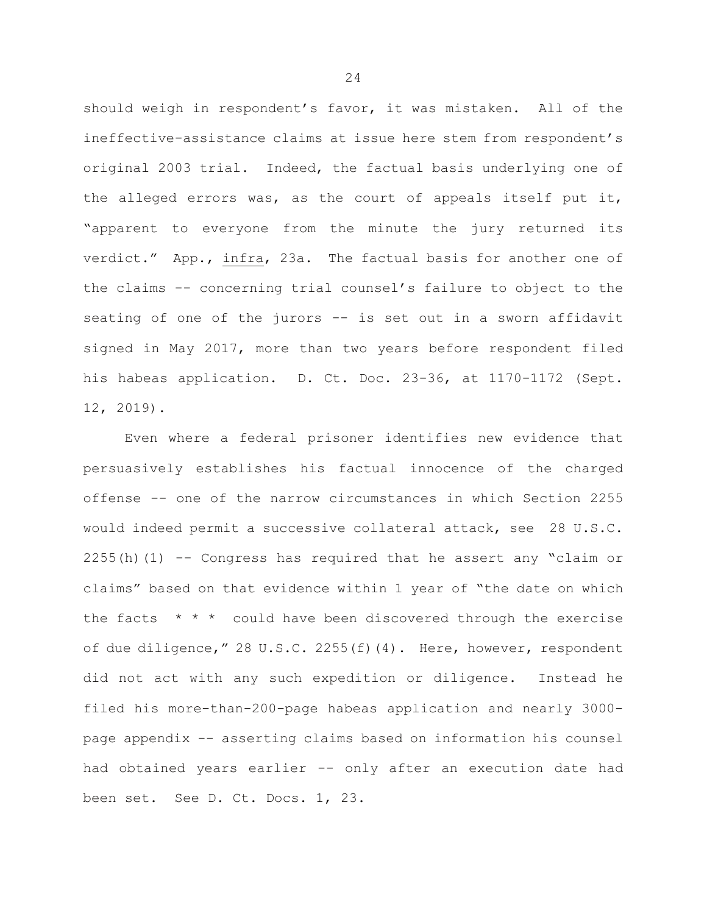should weigh in respondent's favor, it was mistaken. All of the ineffective-assistance claims at issue here stem from respondent's original 2003 trial. Indeed, the factual basis underlying one of the alleged errors was, as the court of appeals itself put it, "apparent to everyone from the minute the jury returned its verdict." App., infra, 23a. The factual basis for another one of the claims -- concerning trial counsel's failure to object to the seating of one of the jurors -- is set out in a sworn affidavit signed in May 2017, more than two years before respondent filed his habeas application. D. Ct. Doc. 23-36, at 1170-1172 (Sept. 12, 2019).

Even where a federal prisoner identifies new evidence that persuasively establishes his factual innocence of the charged offense -- one of the narrow circumstances in which Section 2255 would indeed permit a successive collateral attack, see 28 U.S.C. 2255(h)(1) -- Congress has required that he assert any "claim or claims" based on that evidence within 1 year of "the date on which the facts * * * could have been discovered through the exercise of due diligence," 28 U.S.C. 2255(f)(4). Here, however, respondent did not act with any such expedition or diligence. Instead he filed his more-than-200-page habeas application and nearly 3000-page appendix -- asserting claims based on information his counsel had obtained years earlier -- only after an execution date had been set. See D. Ct. Docs. 1, 23.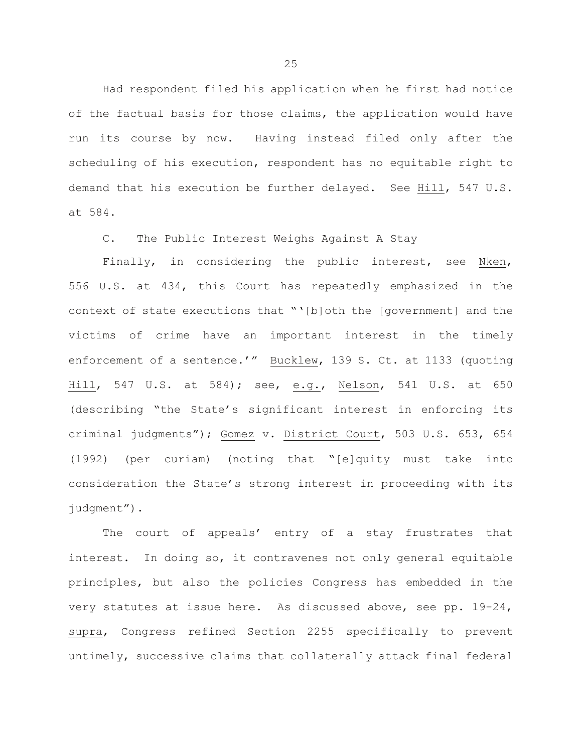Had respondent filed his application when he first had notice of the factual basis for those claims, the application would have run its course by now. Having instead filed only after the scheduling of his execution, respondent has no equitable right to demand that his execution be further delayed. See Hill, 547 U.S. at 584.

C. The Public Interest Weighs Against A Stay

Finally, in considering the public interest, see Nken, 556 U.S. at 434, this Court has repeatedly emphasized in the context of state executions that "'[b]oth the [government] and the victims of crime have an important interest in the timely enforcement of a sentence.'" Bucklew, 139 S. Ct. at 1133 (quoting Hill, 547 U.S. at 584); see, e.g., Nelson, 541 U.S. at 650 (describing "the State's significant interest in enforcing its criminal judgments"); Gomez v. District Court, 503 U.S. 653, 654 (1992) (per curiam) (noting that "[e]quity must take into consideration the State's strong interest in proceeding with its judgment").

The court of appeals' entry of a stay frustrates that interest. In doing so, it contravenes not only general equitable principles, but also the policies Congress has embedded in the very statutes at issue here. As discussed above, see pp. 19-24, supra, Congress refined Section 2255 specifically to prevent untimely, successive claims that collaterally attack final federal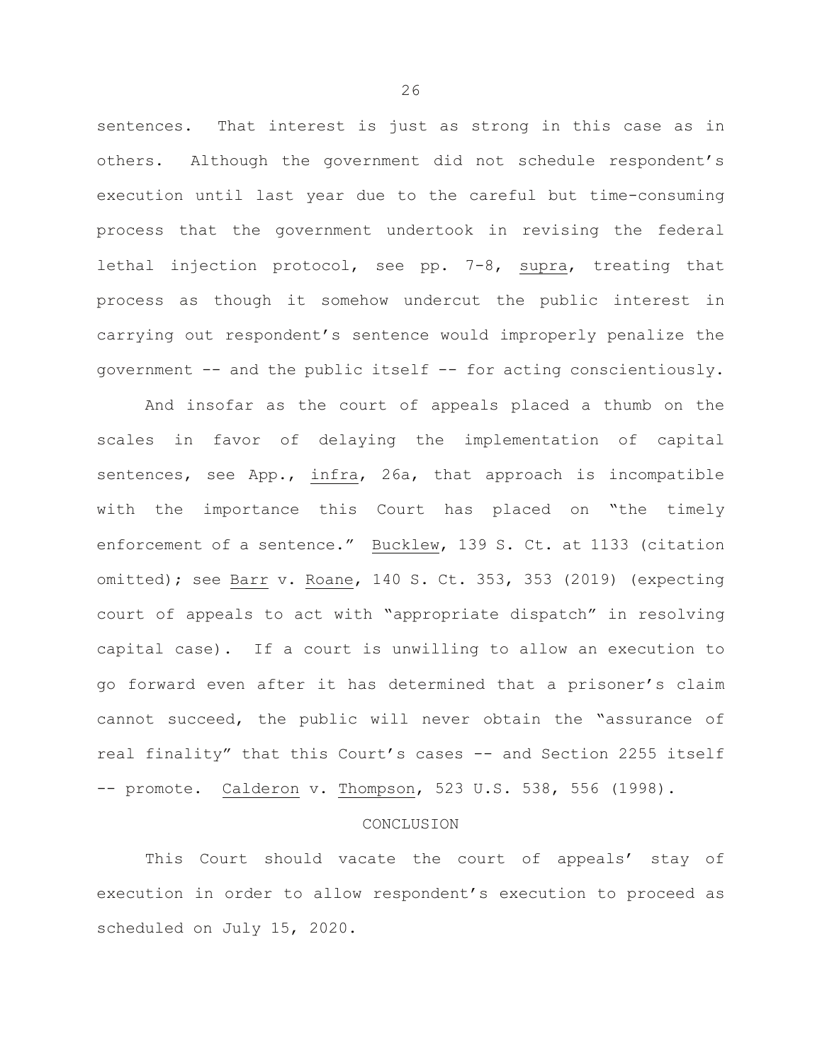sentences. That interest is just as strong in this case as in others. Although the government did not schedule respondent's execution until last year due to the careful but time-consuming process that the government undertook in revising the federal lethal injection protocol, see pp. 7-8, supra, treating that process as though it somehow undercut the public interest in carrying out respondent's sentence would improperly penalize the government -- and the public itself -- for acting conscientiously.

And insofar as the court of appeals placed a thumb on the scales in favor of delaying the implementation of capital sentences, see App., infra, 26a, that approach is incompatible with the importance this Court has placed on "the timely enforcement of a sentence." Bucklew, 139 S. Ct. at 1133 (citation omitted); see Barr v. Roane, 140 S. Ct. 353, 353 (2019) (expecting court of appeals to act with "appropriate dispatch" in resolving capital case). If a court is unwilling to allow an execution to go forward even after it has determined that a prisoner's claim cannot succeed, the public will never obtain the "assurance of real finality" that this Court's cases -- and Section 2255 itself -- promote. Calderon v. Thompson, 523 U.S. 538, 556 (1998).

## CONCLUSION

This Court should vacate the court of appeals' stay of execution in order to allow respondent's execution to proceed as scheduled on July 15, 2020.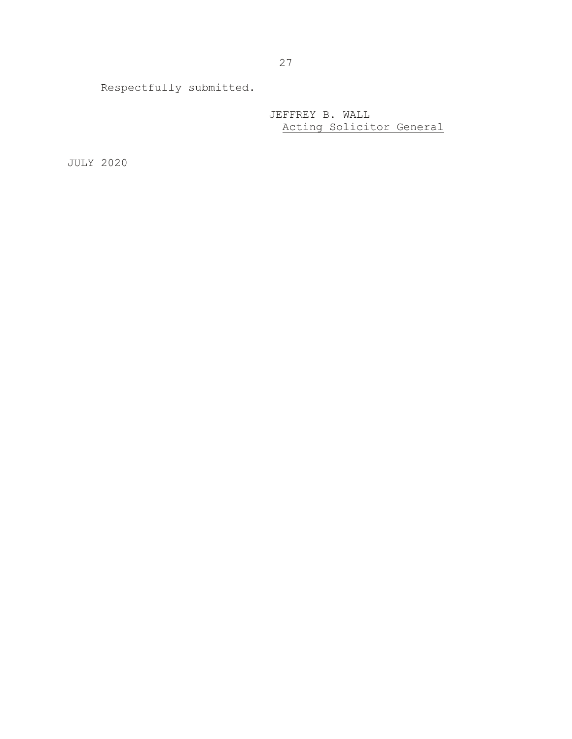Respectfully submitted.

JEFFREY B. WALL
Acting Solicitor General

JULY 2020